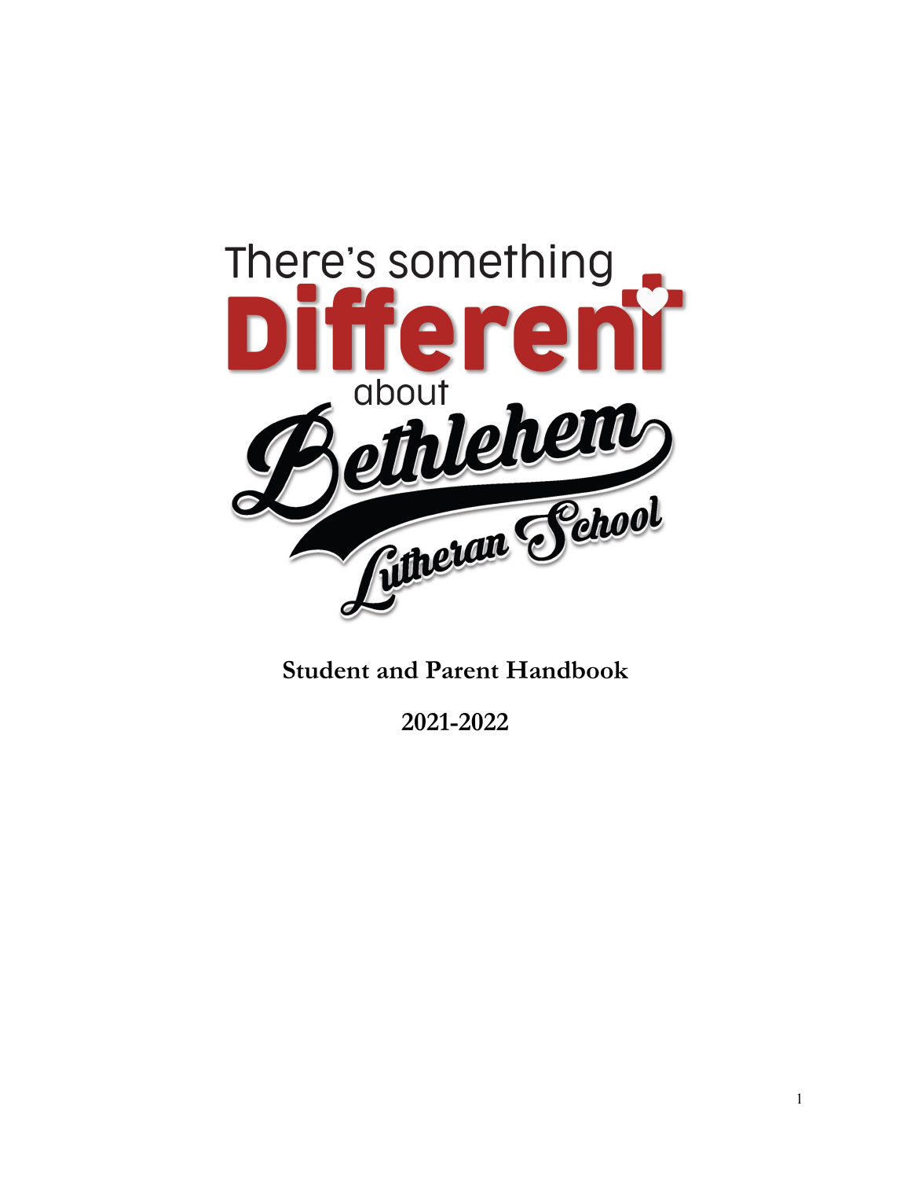There's something

# Different

about

# Bethlehem Lutheran School

**Student and Parent Handbook**

**2021-2022**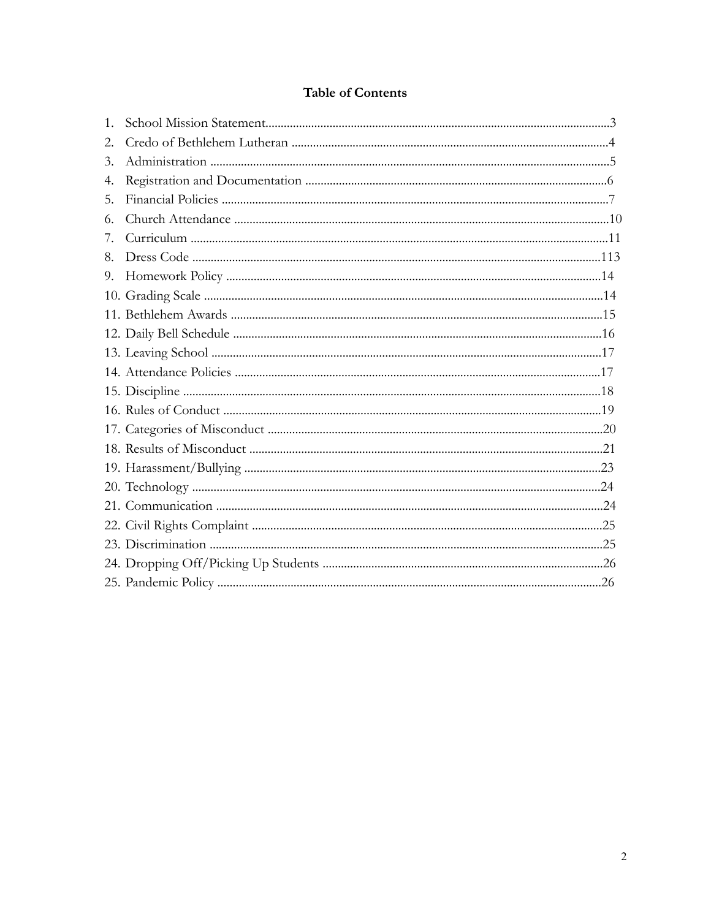## Table of Contents

1. School Mission Statement...3
2. Credo of Bethlehem Lutheran ...4
3. Administration ...5
4. Registration and Documentation ...6
5. Financial Policies ...7
6. Church Attendance ...10
7. Curriculum ...11
8. Dress Code ...113
9. Homework Policy ...14
10. Grading Scale ...14
11. Bethlehem Awards ...15
12. Daily Bell Schedule ...16
13. Leaving School ...17
14. Attendance Policies ...17
15. Discipline ...18
16. Rules of Conduct ...19
17. Categories of Misconduct ...20
18. Results of Misconduct ...21
19. Harassment/Bullying ...23
20. Technology ...24
21. Communication ...24
22. Civil Rights Complaint ...25
23. Discrimination ...25
24. Dropping Off/Picking Up Students ...26
25. Pandemic Policy ...26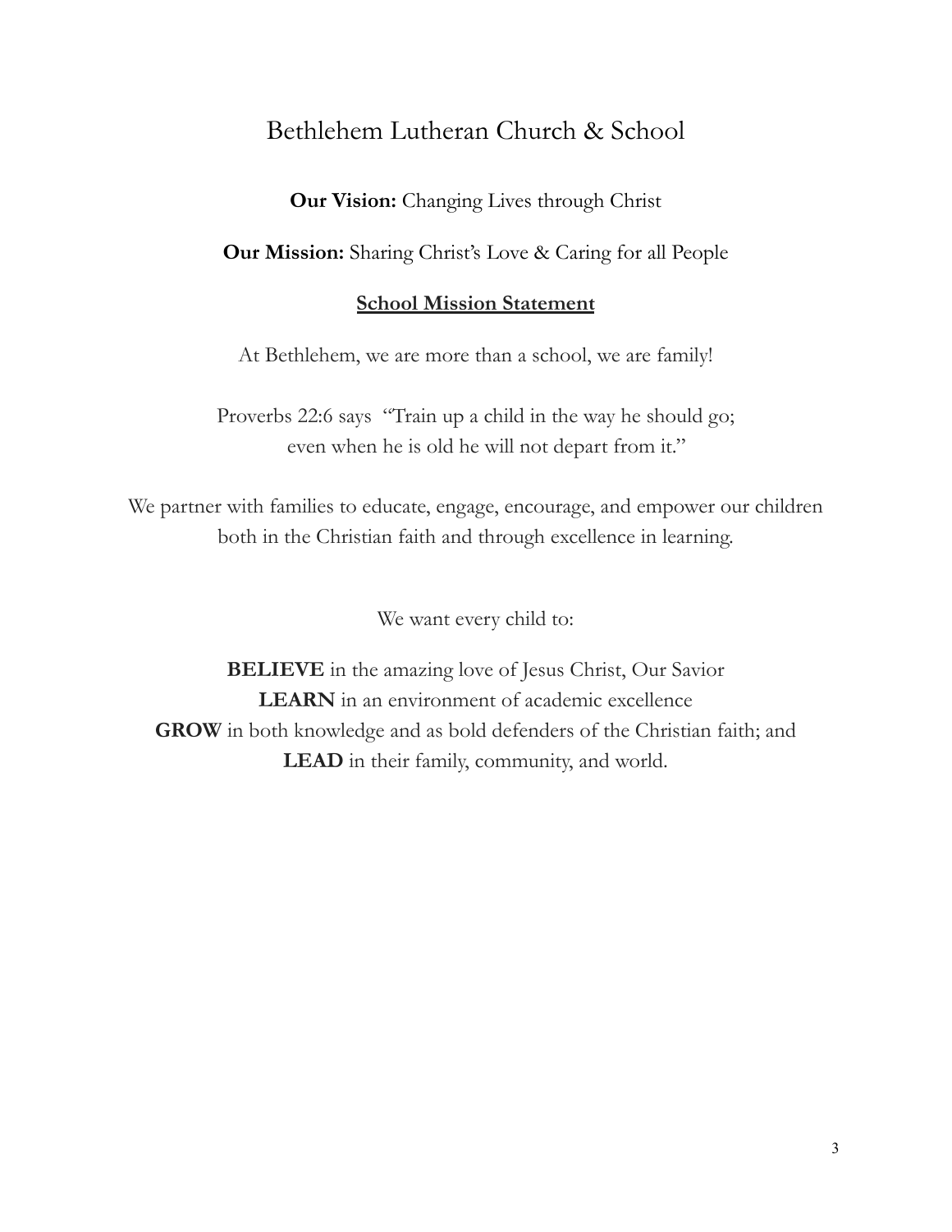# Bethlehem Lutheran Church & School

**Our Vision:** Changing Lives through Christ

**Our Mission:** Sharing Christ's Love & Caring for all People

## School Mission Statement

At Bethlehem, we are more than a school, we are family!

Proverbs 22:6 says "Train up a child in the way he should go;
even when he is old he will not depart from it."

We partner with families to educate, engage, encourage, and empower our children both in the Christian faith and through excellence in learning.

We want every child to:

**BELIEVE** in the amazing love of Jesus Christ, Our Savior
**LEARN** in an environment of academic excellence
**GROW** in both knowledge and as bold defenders of the Christian faith; and
**LEAD** in their family, community, and world.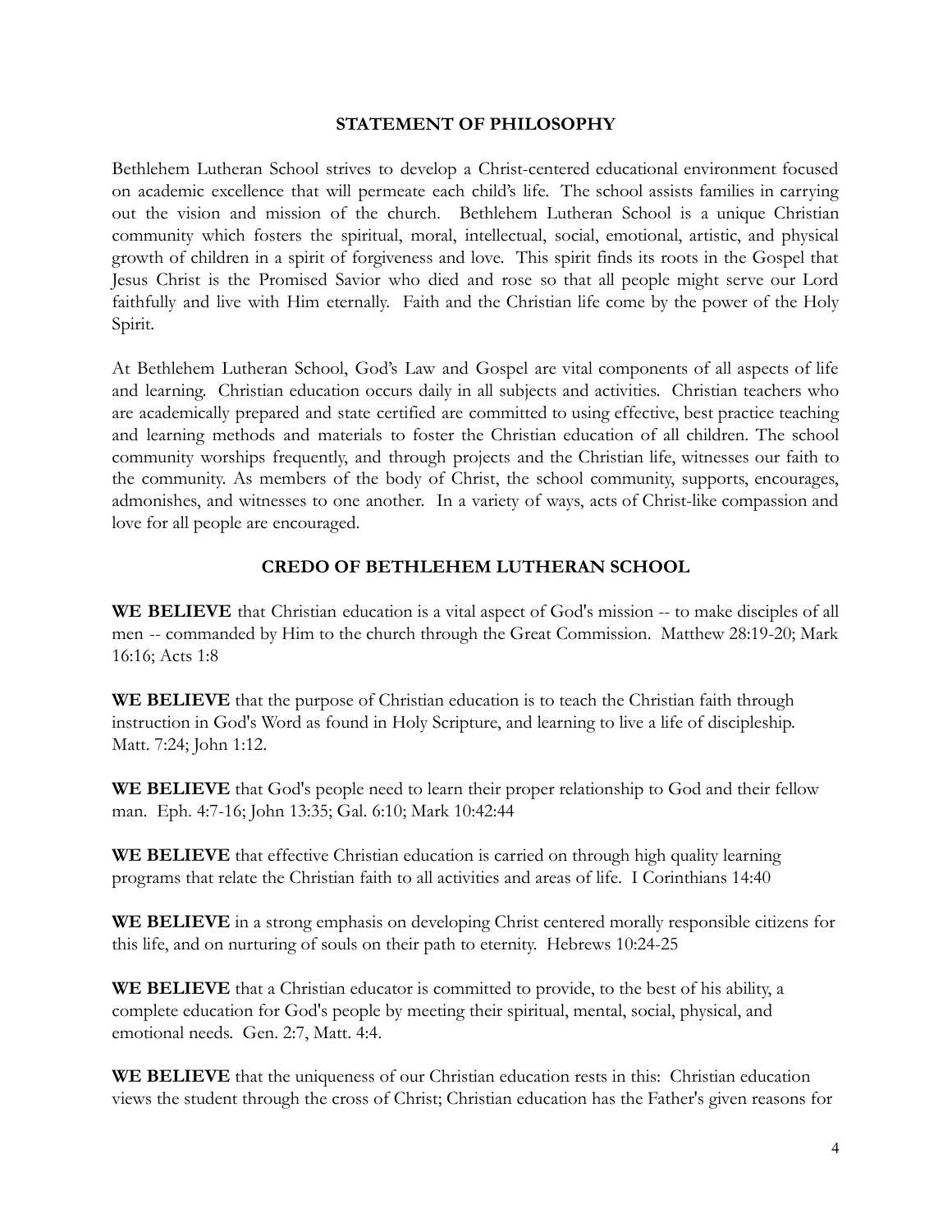## STATEMENT OF PHILOSOPHY

Bethlehem Lutheran School strives to develop a Christ-centered educational environment focused on academic excellence that will permeate each child's life. The school assists families in carrying out the vision and mission of the church. Bethlehem Lutheran School is a unique Christian community which fosters the spiritual, moral, intellectual, social, emotional, artistic, and physical growth of children in a spirit of forgiveness and love. This spirit finds its roots in the Gospel that Jesus Christ is the Promised Savior who died and rose so that all people might serve our Lord faithfully and live with Him eternally. Faith and the Christian life come by the power of the Holy Spirit.

At Bethlehem Lutheran School, God's Law and Gospel are vital components of all aspects of life and learning. Christian education occurs daily in all subjects and activities. Christian teachers who are academically prepared and state certified are committed to using effective, best practice teaching and learning methods and materials to foster the Christian education of all children. The school community worships frequently, and through projects and the Christian life, witnesses our faith to the community. As members of the body of Christ, the school community, supports, encourages, admonishes, and witnesses to one another. In a variety of ways, acts of Christ-like compassion and love for all people are encouraged.

## CREDO OF BETHLEHEM LUTHERAN SCHOOL

**WE BELIEVE** that Christian education is a vital aspect of God's mission -- to make disciples of all men -- commanded by Him to the church through the Great Commission. Matthew 28:19-20; Mark 16:16; Acts 1:8

**WE BELIEVE** that the purpose of Christian education is to teach the Christian faith through instruction in God's Word as found in Holy Scripture, and learning to live a life of discipleship. Matt. 7:24; John 1:12.

**WE BELIEVE** that God's people need to learn their proper relationship to God and their fellow man. Eph. 4:7-16; John 13:35; Gal. 6:10; Mark 10:42:44

**WE BELIEVE** that effective Christian education is carried on through high quality learning programs that relate the Christian faith to all activities and areas of life. I Corinthians 14:40

**WE BELIEVE** in a strong emphasis on developing Christ centered morally responsible citizens for this life, and on nurturing of souls on their path to eternity. Hebrews 10:24-25

**WE BELIEVE** that a Christian educator is committed to provide, to the best of his ability, a complete education for God's people by meeting their spiritual, mental, social, physical, and emotional needs. Gen. 2:7, Matt. 4:4.

**WE BELIEVE** that the uniqueness of our Christian education rests in this: Christian education views the student through the cross of Christ; Christian education has the Father's given reasons for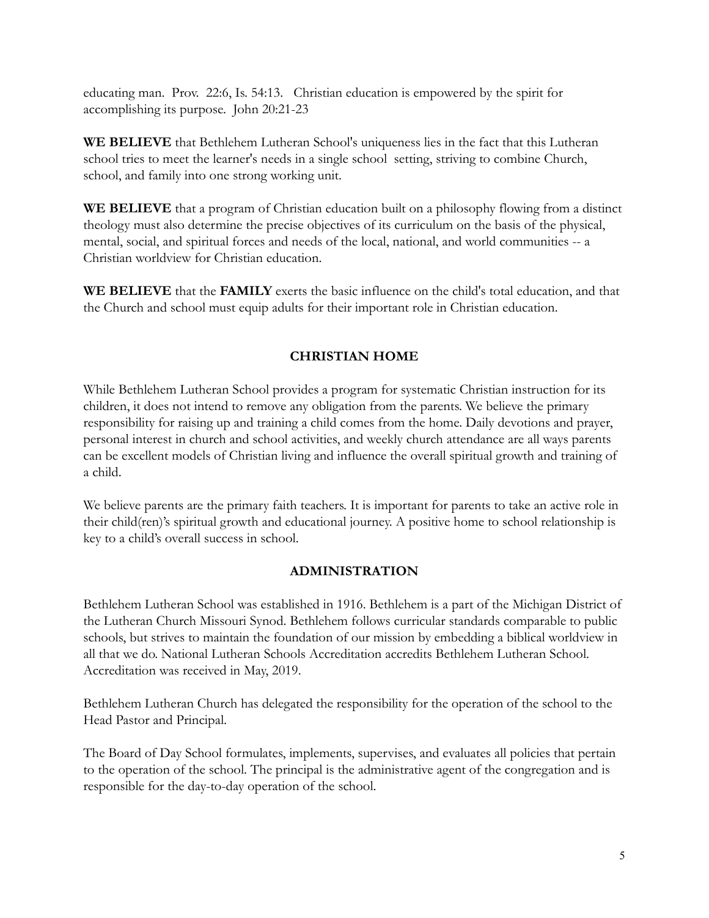educating man. Prov. 22:6, Is. 54:13. Christian education is empowered by the spirit for accomplishing its purpose. John 20:21-23

**WE BELIEVE** that Bethlehem Lutheran School's uniqueness lies in the fact that this Lutheran school tries to meet the learner's needs in a single school setting, striving to combine Church, school, and family into one strong working unit.

**WE BELIEVE** that a program of Christian education built on a philosophy flowing from a distinct theology must also determine the precise objectives of its curriculum on the basis of the physical, mental, social, and spiritual forces and needs of the local, national, and world communities -- a Christian worldview for Christian education.

**WE BELIEVE** that the **FAMILY** exerts the basic influence on the child's total education, and that the Church and school must equip adults for their important role in Christian education.

## CHRISTIAN HOME

While Bethlehem Lutheran School provides a program for systematic Christian instruction for its children, it does not intend to remove any obligation from the parents. We believe the primary responsibility for raising up and training a child comes from the home. Daily devotions and prayer, personal interest in church and school activities, and weekly church attendance are all ways parents can be excellent models of Christian living and influence the overall spiritual growth and training of a child.

We believe parents are the primary faith teachers. It is important for parents to take an active role in their child(ren)'s spiritual growth and educational journey. A positive home to school relationship is key to a child's overall success in school.

## ADMINISTRATION

Bethlehem Lutheran School was established in 1916. Bethlehem is a part of the Michigan District of the Lutheran Church Missouri Synod. Bethlehem follows curricular standards comparable to public schools, but strives to maintain the foundation of our mission by embedding a biblical worldview in all that we do. National Lutheran Schools Accreditation accredits Bethlehem Lutheran School. Accreditation was received in May, 2019.

Bethlehem Lutheran Church has delegated the responsibility for the operation of the school to the Head Pastor and Principal.

The Board of Day School formulates, implements, supervises, and evaluates all policies that pertain to the operation of the school. The principal is the administrative agent of the congregation and is responsible for the day-to-day operation of the school.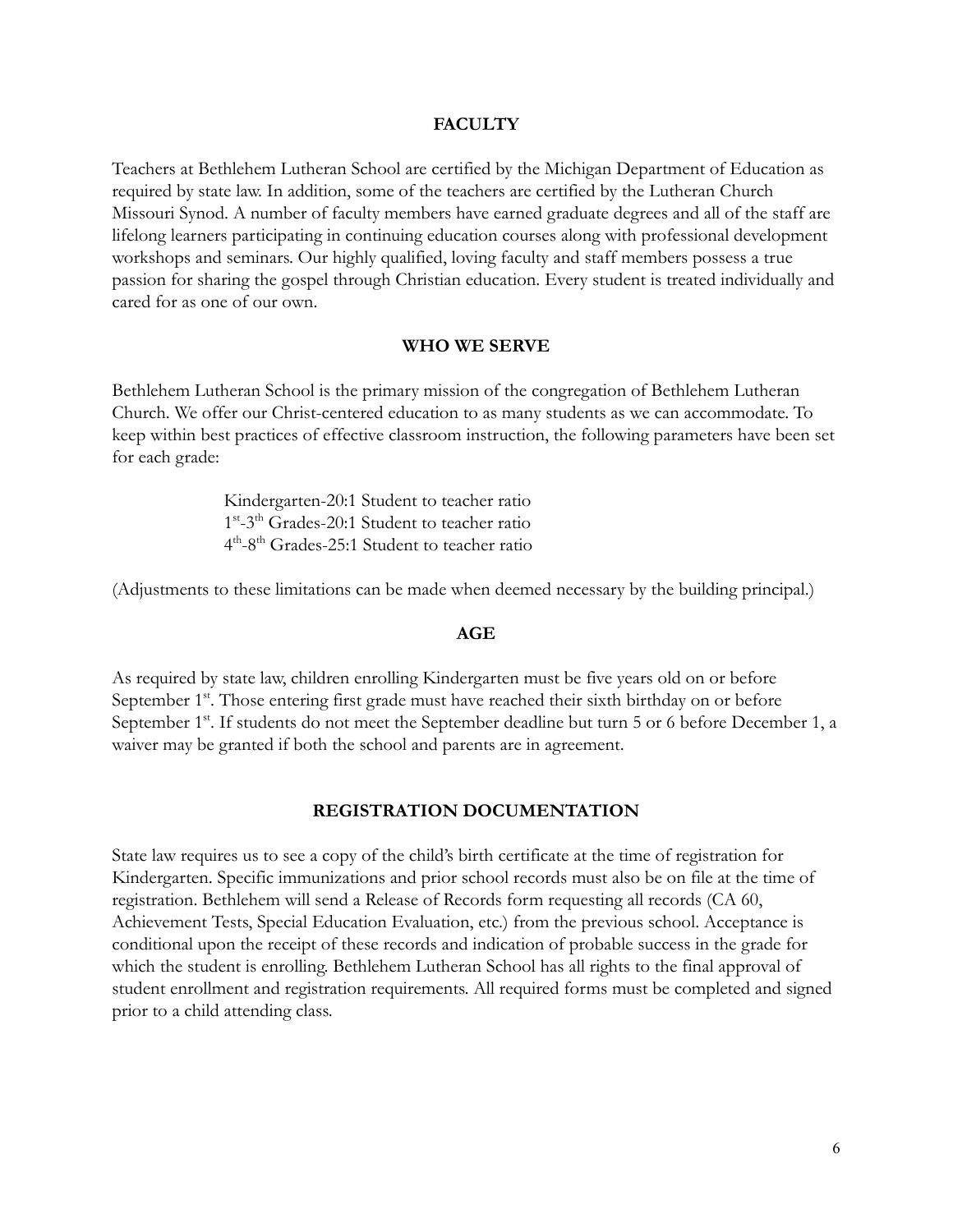## FACULTY

Teachers at Bethlehem Lutheran School are certified by the Michigan Department of Education as required by state law. In addition, some of the teachers are certified by the Lutheran Church Missouri Synod. A number of faculty members have earned graduate degrees and all of the staff are lifelong learners participating in continuing education courses along with professional development workshops and seminars. Our highly qualified, loving faculty and staff members possess a true passion for sharing the gospel through Christian education. Every student is treated individually and cared for as one of our own.

## WHO WE SERVE

Bethlehem Lutheran School is the primary mission of the congregation of Bethlehem Lutheran Church. We offer our Christ-centered education to as many students as we can accommodate. To keep within best practices of effective classroom instruction, the following parameters have been set for each grade:

Kindergarten-20:1 Student to teacher ratio
1st-3rd Grades-20:1 Student to teacher ratio
4th-8th Grades-25:1 Student to teacher ratio

(Adjustments to these limitations can be made when deemed necessary by the building principal.)

## AGE

As required by state law, children enrolling Kindergarten must be five years old on or before September 1st. Those entering first grade must have reached their sixth birthday on or before September 1st. If students do not meet the September deadline but turn 5 or 6 before December 1, a waiver may be granted if both the school and parents are in agreement.

## REGISTRATION DOCUMENTATION

State law requires us to see a copy of the child's birth certificate at the time of registration for Kindergarten. Specific immunizations and prior school records must also be on file at the time of registration. Bethlehem will send a Release of Records form requesting all records (CA 60, Achievement Tests, Special Education Evaluation, etc.) from the previous school. Acceptance is conditional upon the receipt of these records and indication of probable success in the grade for which the student is enrolling. Bethlehem Lutheran School has all rights to the final approval of student enrollment and registration requirements. All required forms must be completed and signed prior to a child attending class.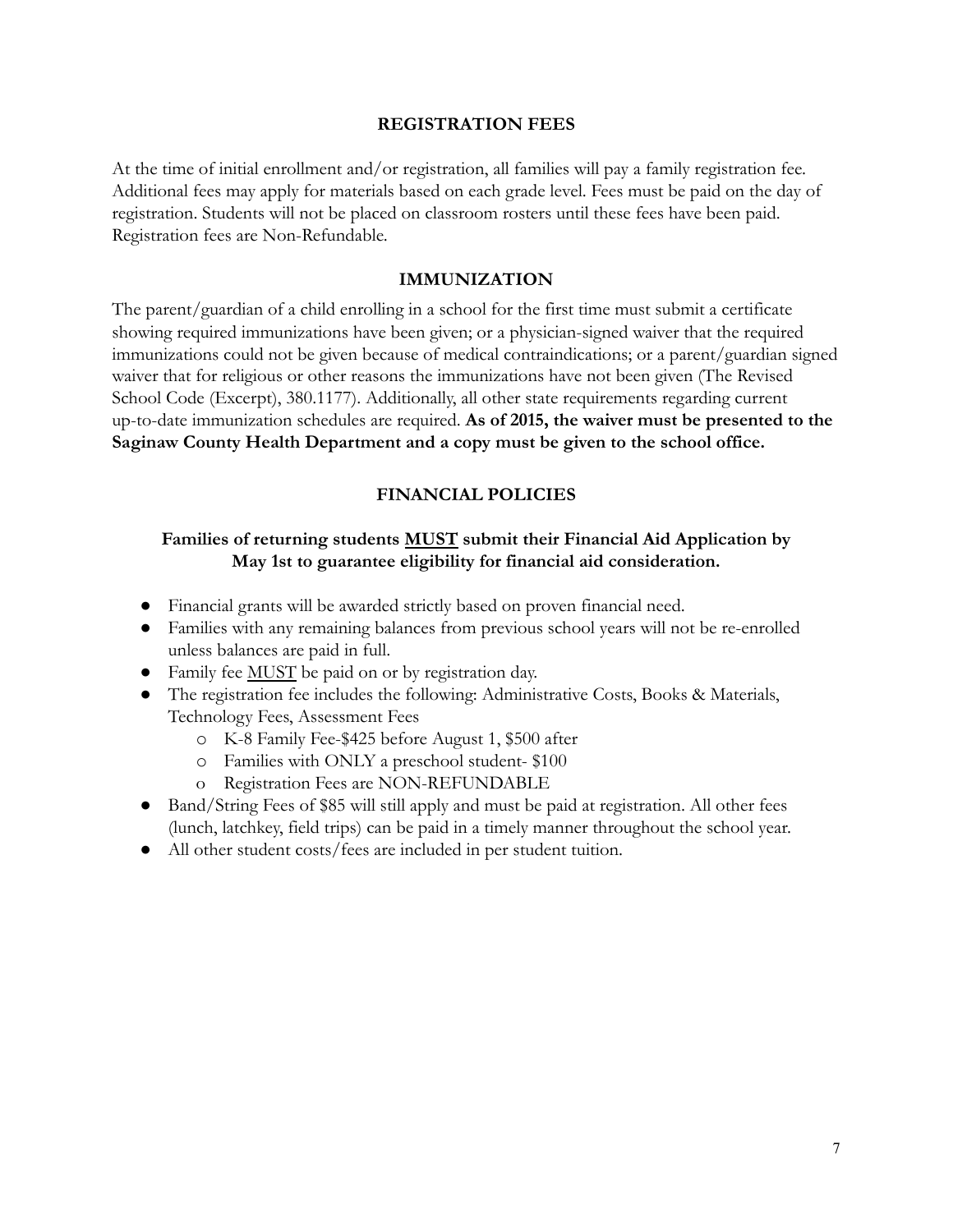## REGISTRATION FEES

At the time of initial enrollment and/or registration, all families will pay a family registration fee. Additional fees may apply for materials based on each grade level. Fees must be paid on the day of registration. Students will not be placed on classroom rosters until these fees have been paid. Registration fees are Non-Refundable.

## IMMUNIZATION

The parent/guardian of a child enrolling in a school for the first time must submit a certificate showing required immunizations have been given; or a physician-signed waiver that the required immunizations could not be given because of medical contraindications; or a parent/guardian signed waiver that for religious or other reasons the immunizations have not been given (The Revised School Code (Excerpt), 380.1177). Additionally, all other state requirements regarding current up-to-date immunization schedules are required. **As of 2015, the waiver must be presented to the Saginaw County Health Department and a copy must be given to the school office.**

## FINANCIAL POLICIES

**Families of returning students <u>MUST</u> submit their Financial Aid Application by May 1st to guarantee eligibility for financial aid consideration.**

- Financial grants will be awarded strictly based on proven financial need.
- Families with any remaining balances from previous school years will not be re-enrolled unless balances are paid in full.
- Family fee <u>MUST</u> be paid on or by registration day.
- The registration fee includes the following: Administrative Costs, Books & Materials, Technology Fees, Assessment Fees
  - K-8 Family Fee-$425 before August 1, $500 after
  - Families with ONLY a preschool student- $100
  - Registration Fees are NON-REFUNDABLE
- Band/String Fees of $85 will still apply and must be paid at registration. All other fees (lunch, latchkey, field trips) can be paid in a timely manner throughout the school year.
- All other student costs/fees are included in per student tuition.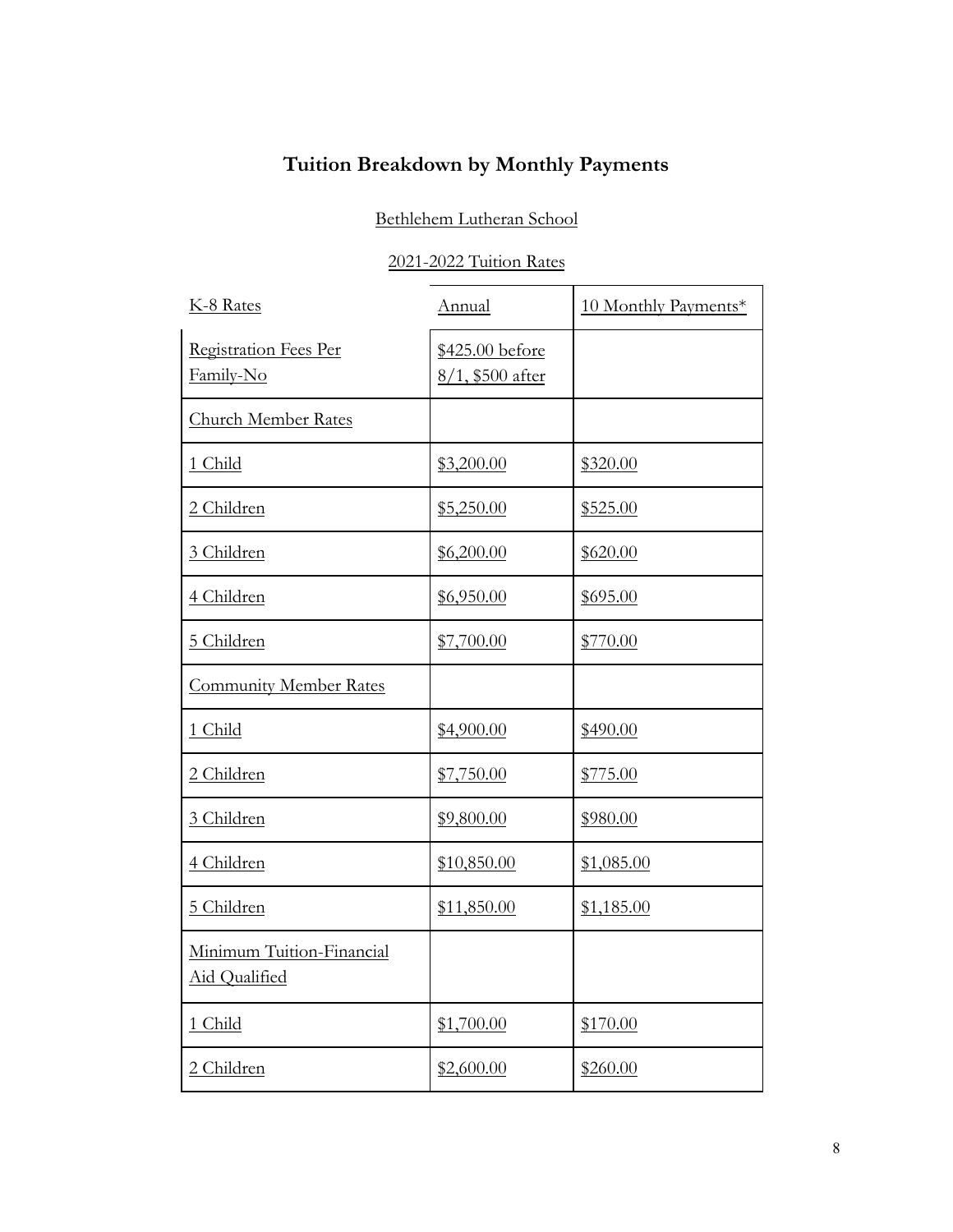# Tuition Breakdown by Monthly Payments

Bethlehem Lutheran School

2021-2022 Tuition Rates

| K-8 Rates | Annual | 10 Monthly Payments* |
|---|---|---|
| Registration Fees Per Family-No | $425.00 before 8/1, $500 after | |
| Church Member Rates | | |
| 1 Child | $3,200.00 | $320.00 |
| 2 Children | $5,250.00 | $525.00 |
| 3 Children | $6,200.00 | $620.00 |
| 4 Children | $6,950.00 | $695.00 |
| 5 Children | $7,700.00 | $770.00 |
| Community Member Rates | | |
| 1 Child | $4,900.00 | $490.00 |
| 2 Children | $7,750.00 | $775.00 |
| 3 Children | $9,800.00 | $980.00 |
| 4 Children | $10,850.00 | $1,085.00 |
| 5 Children | $11,850.00 | $1,185.00 |
| Minimum Tuition-Financial Aid Qualified | | |
| 1 Child | $1,700.00 | $170.00 |
| 2 Children | $2,600.00 | $260.00 |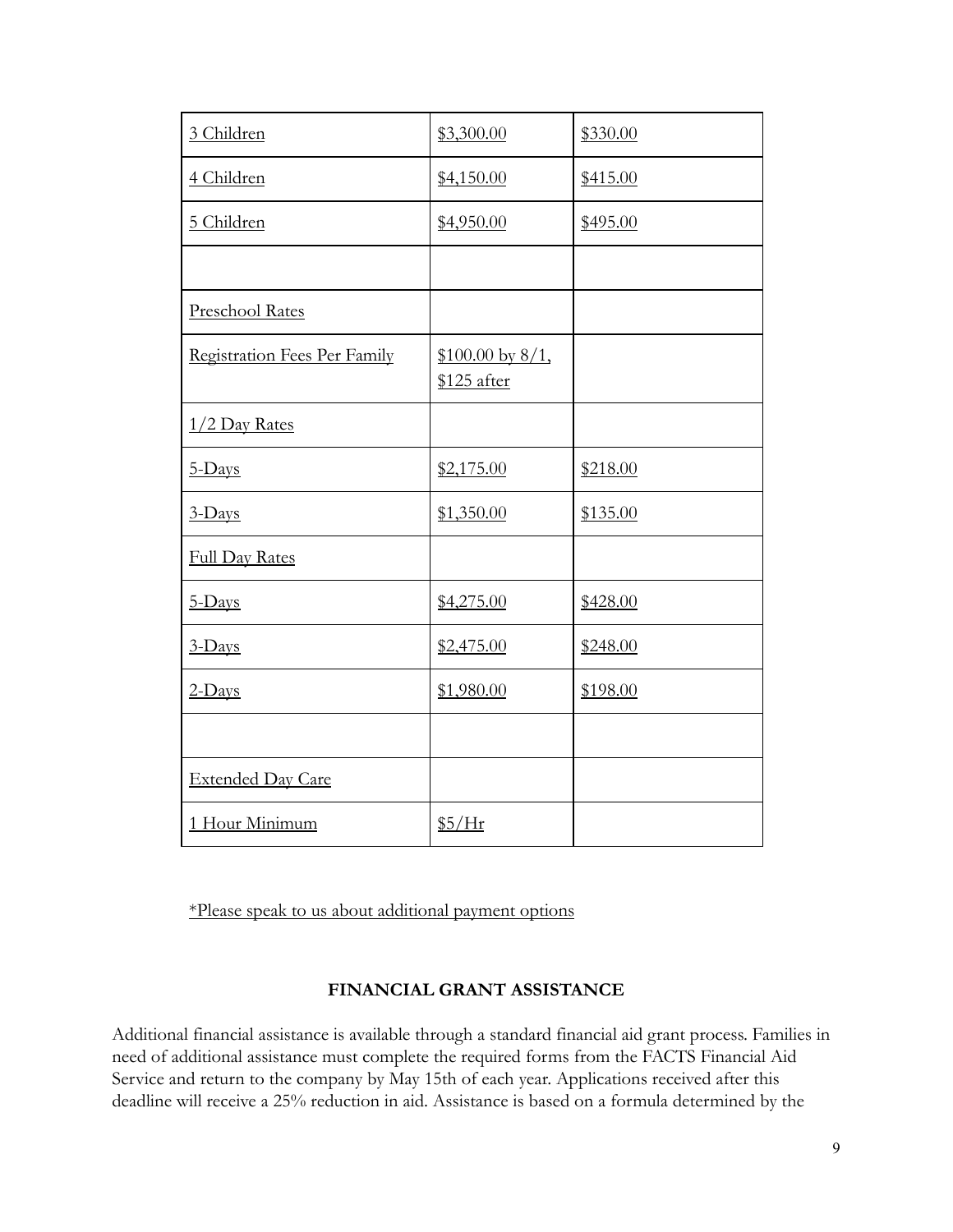| 3 Children | $3,300.00 | $330.00 |
| --- | --- | --- |
| 4 Children | $4,150.00 | $415.00 |
| 5 Children | $4,950.00 | $495.00 |
| | | |
| Preschool Rates | | |
| Registration Fees Per Family | $100.00 by 8/1, $125 after | |
| 1/2 Day Rates | | |
| 5-Days | $2,175.00 | $218.00 |
| 3-Days | $1,350.00 | $135.00 |
| Full Day Rates | | |
| 5-Days | $4,275.00 | $428.00 |
| 3-Days | $2,475.00 | $248.00 |
| 2-Days | $1,980.00 | $198.00 |
| | | |
| Extended Day Care | | |
| 1 Hour Minimum | $5/Hr | |

*Please speak to us about additional payment options

**FINANCIAL GRANT ASSISTANCE**

Additional financial assistance is available through a standard financial aid grant process. Families in need of additional assistance must complete the required forms from the FACTS Financial Aid Service and return to the company by May 15th of each year. Applications received after this deadline will receive a 25% reduction in aid. Assistance is based on a formula determined by the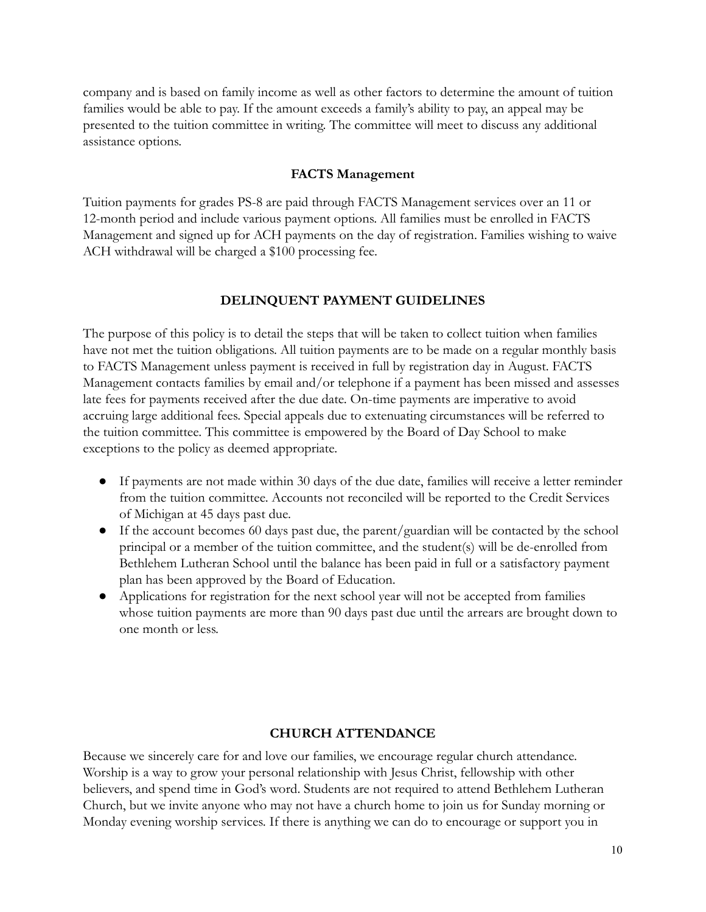company and is based on family income as well as other factors to determine the amount of tuition families would be able to pay. If the amount exceeds a family's ability to pay, an appeal may be presented to the tuition committee in writing. The committee will meet to discuss any additional assistance options.

### FACTS Management

Tuition payments for grades PS-8 are paid through FACTS Management services over an 11 or 12-month period and include various payment options. All families must be enrolled in FACTS Management and signed up for ACH payments on the day of registration. Families wishing to waive ACH withdrawal will be charged a $100 processing fee.

## DELINQUENT PAYMENT GUIDELINES

The purpose of this policy is to detail the steps that will be taken to collect tuition when families have not met the tuition obligations. All tuition payments are to be made on a regular monthly basis to FACTS Management unless payment is received in full by registration day in August. FACTS Management contacts families by email and/or telephone if a payment has been missed and assesses late fees for payments received after the due date. On-time payments are imperative to avoid accruing large additional fees. Special appeals due to extenuating circumstances will be referred to the tuition committee. This committee is empowered by the Board of Day School to make exceptions to the policy as deemed appropriate.

- If payments are not made within 30 days of the due date, families will receive a letter reminder from the tuition committee. Accounts not reconciled will be reported to the Credit Services of Michigan at 45 days past due.
- If the account becomes 60 days past due, the parent/guardian will be contacted by the school principal or a member of the tuition committee, and the student(s) will be de-enrolled from Bethlehem Lutheran School until the balance has been paid in full or a satisfactory payment plan has been approved by the Board of Education.
- Applications for registration for the next school year will not be accepted from families whose tuition payments are more than 90 days past due until the arrears are brought down to one month or less.

## CHURCH ATTENDANCE

Because we sincerely care for and love our families, we encourage regular church attendance. Worship is a way to grow your personal relationship with Jesus Christ, fellowship with other believers, and spend time in God's word. Students are not required to attend Bethlehem Lutheran Church, but we invite anyone who may not have a church home to join us for Sunday morning or Monday evening worship services. If there is anything we can do to encourage or support you in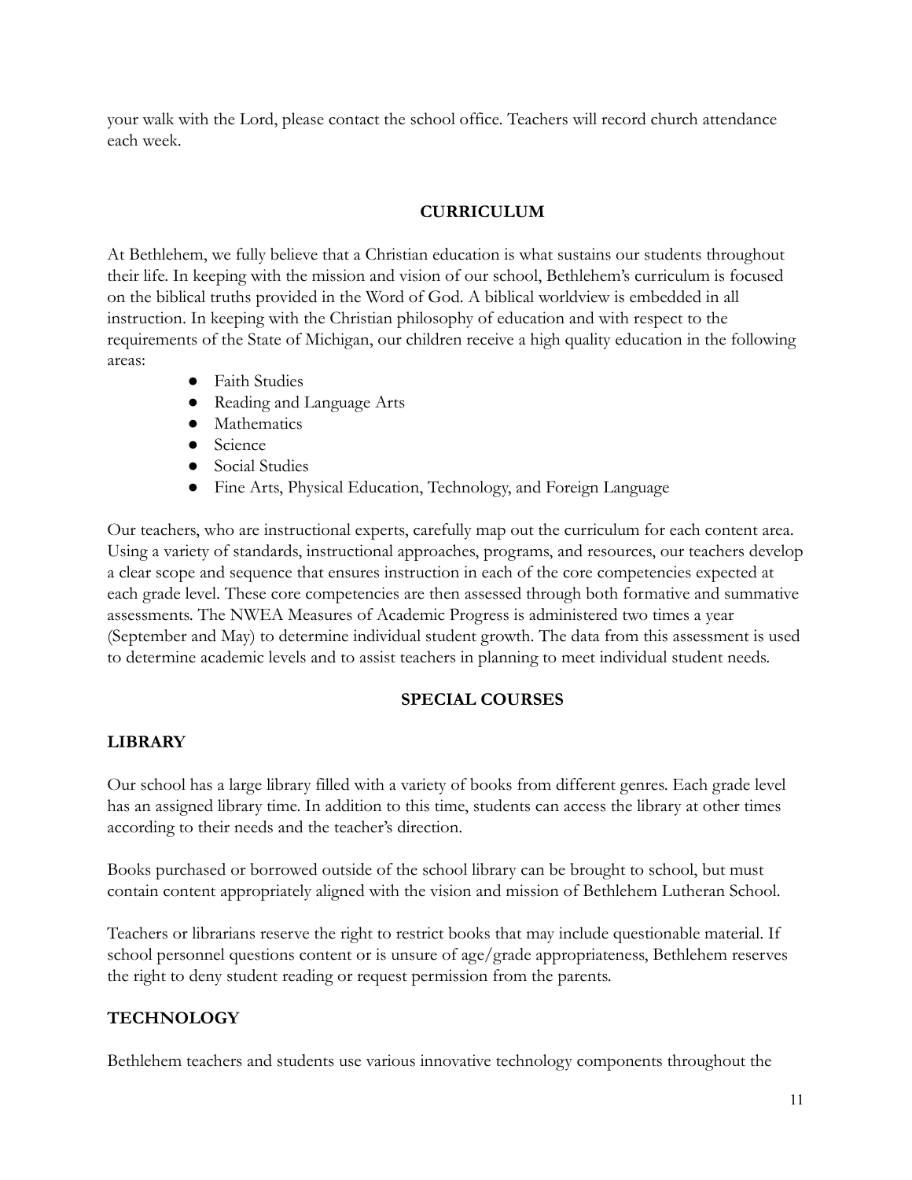your walk with the Lord, please contact the school office. Teachers will record church attendance each week.

## CURRICULUM

At Bethlehem, we fully believe that a Christian education is what sustains our students throughout their life. In keeping with the mission and vision of our school, Bethlehem's curriculum is focused on the biblical truths provided in the Word of God. A biblical worldview is embedded in all instruction. In keeping with the Christian philosophy of education and with respect to the requirements of the State of Michigan, our children receive a high quality education in the following areas:

- Faith Studies
- Reading and Language Arts
- Mathematics
- Science
- Social Studies
- Fine Arts, Physical Education, Technology, and Foreign Language

Our teachers, who are instructional experts, carefully map out the curriculum for each content area. Using a variety of standards, instructional approaches, programs, and resources, our teachers develop a clear scope and sequence that ensures instruction in each of the core competencies expected at each grade level. These core competencies are then assessed through both formative and summative assessments. The NWEA Measures of Academic Progress is administered two times a year (September and May) to determine individual student growth. The data from this assessment is used to determine academic levels and to assist teachers in planning to meet individual student needs.

## SPECIAL COURSES

### LIBRARY

Our school has a large library filled with a variety of books from different genres. Each grade level has an assigned library time. In addition to this time, students can access the library at other times according to their needs and the teacher's direction.

Books purchased or borrowed outside of the school library can be brought to school, but must contain content appropriately aligned with the vision and mission of Bethlehem Lutheran School.

Teachers or librarians reserve the right to restrict books that may include questionable material. If school personnel questions content or is unsure of age/grade appropriateness, Bethlehem reserves the right to deny student reading or request permission from the parents.

### TECHNOLOGY

Bethlehem teachers and students use various innovative technology components throughout the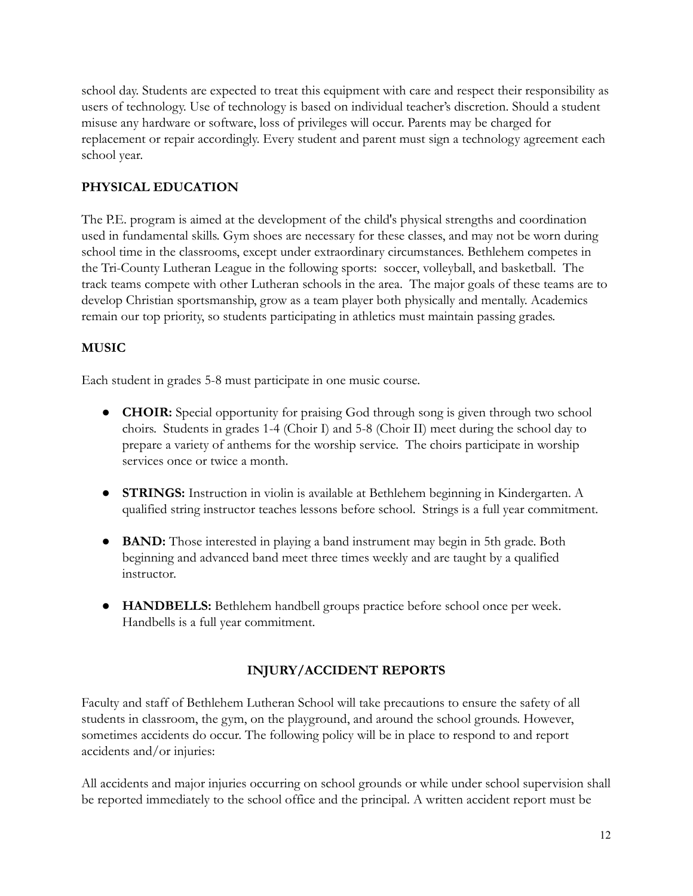school day. Students are expected to treat this equipment with care and respect their responsibility as users of technology. Use of technology is based on individual teacher's discretion. Should a student misuse any hardware or software, loss of privileges will occur. Parents may be charged for replacement or repair accordingly. Every student and parent must sign a technology agreement each school year.

### PHYSICAL EDUCATION

The P.E. program is aimed at the development of the child's physical strengths and coordination used in fundamental skills. Gym shoes are necessary for these classes, and may not be worn during school time in the classrooms, except under extraordinary circumstances. Bethlehem competes in the Tri-County Lutheran League in the following sports: soccer, volleyball, and basketball. The track teams compete with other Lutheran schools in the area. The major goals of these teams are to develop Christian sportsmanship, grow as a team player both physically and mentally. Academics remain our top priority, so students participating in athletics must maintain passing grades.

### MUSIC

Each student in grades 5-8 must participate in one music course.

- **CHOIR:** Special opportunity for praising God through song is given through two school choirs. Students in grades 1-4 (Choir I) and 5-8 (Choir II) meet during the school day to prepare a variety of anthems for the worship service. The choirs participate in worship services once or twice a month.

- **STRINGS:** Instruction in violin is available at Bethlehem beginning in Kindergarten. A qualified string instructor teaches lessons before school. Strings is a full year commitment.

- **BAND:** Those interested in playing a band instrument may begin in 5th grade. Both beginning and advanced band meet three times weekly and are taught by a qualified instructor.

- **HANDBELLS:** Bethlehem handbell groups practice before school once per week. Handbells is a full year commitment.

## INJURY/ACCIDENT REPORTS

Faculty and staff of Bethlehem Lutheran School will take precautions to ensure the safety of all students in classroom, the gym, on the playground, and around the school grounds. However, sometimes accidents do occur. The following policy will be in place to respond to and report accidents and/or injuries:

All accidents and major injuries occurring on school grounds or while under school supervision shall be reported immediately to the school office and the principal. A written accident report must be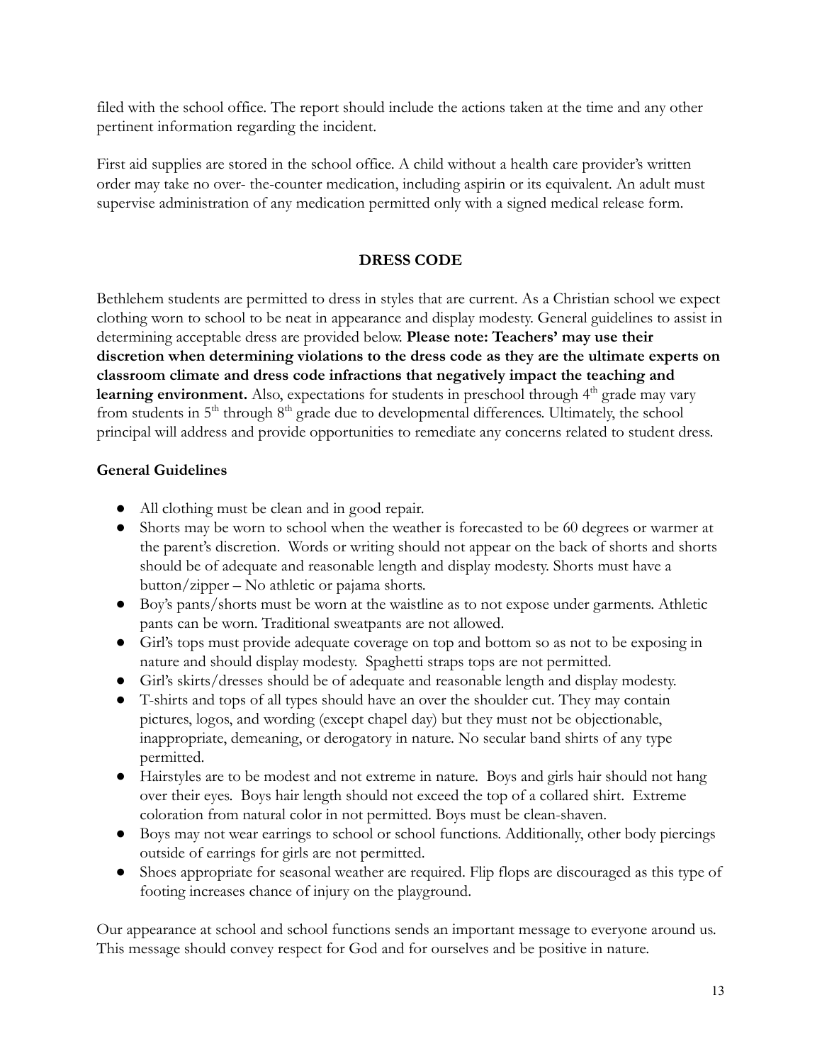filed with the school office. The report should include the actions taken at the time and any other pertinent information regarding the incident.

First aid supplies are stored in the school office. A child without a health care provider's written order may take no over- the-counter medication, including aspirin or its equivalent. An adult must supervise administration of any medication permitted only with a signed medical release form.

## DRESS CODE

Bethlehem students are permitted to dress in styles that are current. As a Christian school we expect clothing worn to school to be neat in appearance and display modesty. General guidelines to assist in determining acceptable dress are provided below. **Please note: Teachers' may use their discretion when determining violations to the dress code as they are the ultimate experts on classroom climate and dress code infractions that negatively impact the teaching and learning environment.** Also, expectations for students in preschool through 4th grade may vary from students in 5th through 8th grade due to developmental differences. Ultimately, the school principal will address and provide opportunities to remediate any concerns related to student dress.

### General Guidelines

- All clothing must be clean and in good repair.
- Shorts may be worn to school when the weather is forecasted to be 60 degrees or warmer at the parent's discretion. Words or writing should not appear on the back of shorts and shorts should be of adequate and reasonable length and display modesty. Shorts must have a button/zipper – No athletic or pajama shorts.
- Boy's pants/shorts must be worn at the waistline as to not expose under garments. Athletic pants can be worn. Traditional sweatpants are not allowed.
- Girl's tops must provide adequate coverage on top and bottom so as not to be exposing in nature and should display modesty. Spaghetti straps tops are not permitted.
- Girl's skirts/dresses should be of adequate and reasonable length and display modesty.
- T-shirts and tops of all types should have an over the shoulder cut. They may contain pictures, logos, and wording (except chapel day) but they must not be objectionable, inappropriate, demeaning, or derogatory in nature. No secular band shirts of any type permitted.
- Hairstyles are to be modest and not extreme in nature. Boys and girls hair should not hang over their eyes. Boys hair length should not exceed the top of a collared shirt. Extreme coloration from natural color in not permitted. Boys must be clean-shaven.
- Boys may not wear earrings to school or school functions. Additionally, other body piercings outside of earrings for girls are not permitted.
- Shoes appropriate for seasonal weather are required. Flip flops are discouraged as this type of footing increases chance of injury on the playground.

Our appearance at school and school functions sends an important message to everyone around us. This message should convey respect for God and for ourselves and be positive in nature.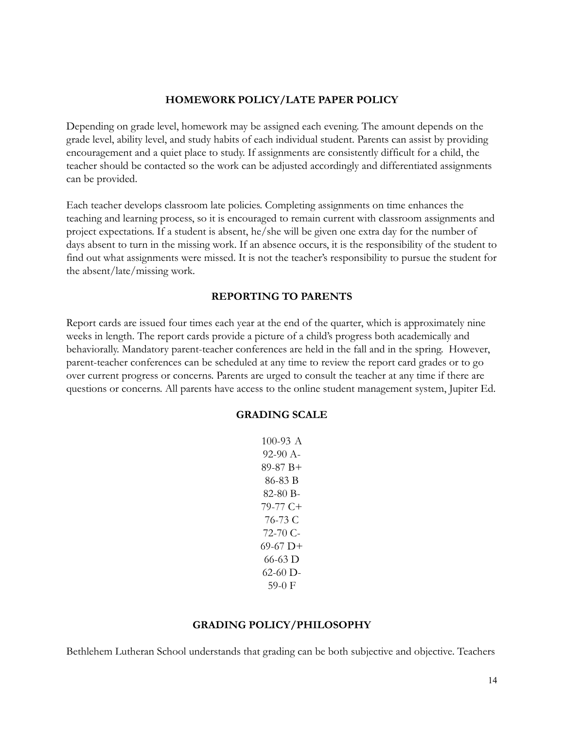## HOMEWORK POLICY/LATE PAPER POLICY

Depending on grade level, homework may be assigned each evening. The amount depends on the grade level, ability level, and study habits of each individual student. Parents can assist by providing encouragement and a quiet place to study. If assignments are consistently difficult for a child, the teacher should be contacted so the work can be adjusted accordingly and differentiated assignments can be provided.

Each teacher develops classroom late policies. Completing assignments on time enhances the teaching and learning process, so it is encouraged to remain current with classroom assignments and project expectations. If a student is absent, he/she will be given one extra day for the number of days absent to turn in the missing work. If an absence occurs, it is the responsibility of the student to find out what assignments were missed. It is not the teacher's responsibility to pursue the student for the absent/late/missing work.

## REPORTING TO PARENTS

Report cards are issued four times each year at the end of the quarter, which is approximately nine weeks in length. The report cards provide a picture of a child's progress both academically and behaviorally. Mandatory parent-teacher conferences are held in the fall and in the spring. However, parent-teacher conferences can be scheduled at any time to review the report card grades or to go over current progress or concerns. Parents are urged to consult the teacher at any time if there are questions or concerns. All parents have access to the online student management system, Jupiter Ed.

## GRADING SCALE

100-93 A
92-90 A-
89-87 B+
86-83 B
82-80 B-
79-77 C+
76-73 C
72-70 C-
69-67 D+
66-63 D
62-60 D-
59-0 F

## GRADING POLICY/PHILOSOPHY

Bethlehem Lutheran School understands that grading can be both subjective and objective. Teachers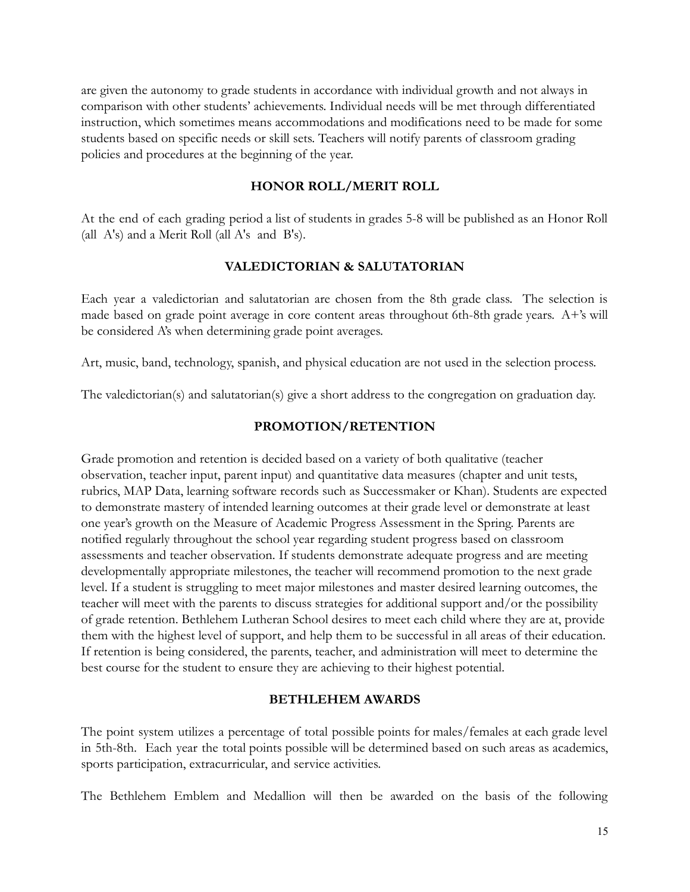are given the autonomy to grade students in accordance with individual growth and not always in comparison with other students' achievements. Individual needs will be met through differentiated instruction, which sometimes means accommodations and modifications need to be made for some students based on specific needs or skill sets. Teachers will notify parents of classroom grading policies and procedures at the beginning of the year.

## HONOR ROLL/MERIT ROLL

At the end of each grading period a list of students in grades 5-8 will be published as an Honor Roll (all A's) and a Merit Roll (all A's and B's).

## VALEDICTORIAN & SALUTATORIAN

Each year a valedictorian and salutatorian are chosen from the 8th grade class. The selection is made based on grade point average in core content areas throughout 6th-8th grade years. A+'s will be considered A's when determining grade point averages.

Art, music, band, technology, spanish, and physical education are not used in the selection process.

The valedictorian(s) and salutatorian(s) give a short address to the congregation on graduation day.

## PROMOTION/RETENTION

Grade promotion and retention is decided based on a variety of both qualitative (teacher observation, teacher input, parent input) and quantitative data measures (chapter and unit tests, rubrics, MAP Data, learning software records such as Successmaker or Khan). Students are expected to demonstrate mastery of intended learning outcomes at their grade level or demonstrate at least one year's growth on the Measure of Academic Progress Assessment in the Spring. Parents are notified regularly throughout the school year regarding student progress based on classroom assessments and teacher observation. If students demonstrate adequate progress and are meeting developmentally appropriate milestones, the teacher will recommend promotion to the next grade level. If a student is struggling to meet major milestones and master desired learning outcomes, the teacher will meet with the parents to discuss strategies for additional support and/or the possibility of grade retention. Bethlehem Lutheran School desires to meet each child where they are at, provide them with the highest level of support, and help them to be successful in all areas of their education. If retention is being considered, the parents, teacher, and administration will meet to determine the best course for the student to ensure they are achieving to their highest potential.

## BETHLEHEM AWARDS

The point system utilizes a percentage of total possible points for males/females at each grade level in 5th-8th. Each year the total points possible will be determined based on such areas as academics, sports participation, extracurricular, and service activities.

The Bethlehem Emblem and Medallion will then be awarded on the basis of the following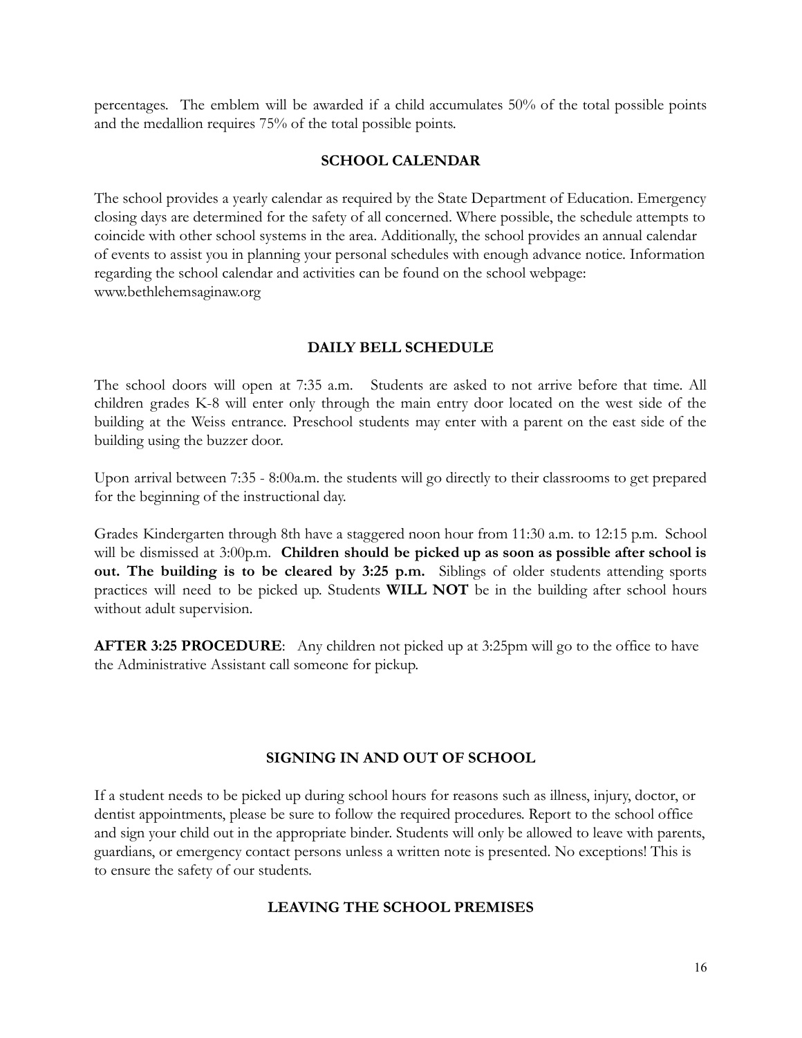percentages. The emblem will be awarded if a child accumulates 50% of the total possible points and the medallion requires 75% of the total possible points.

## SCHOOL CALENDAR

The school provides a yearly calendar as required by the State Department of Education. Emergency closing days are determined for the safety of all concerned. Where possible, the schedule attempts to coincide with other school systems in the area. Additionally, the school provides an annual calendar of events to assist you in planning your personal schedules with enough advance notice. Information regarding the school calendar and activities can be found on the school webpage: www.bethlehemsaginaw.org

## DAILY BELL SCHEDULE

The school doors will open at 7:35 a.m. Students are asked to not arrive before that time. All children grades K-8 will enter only through the main entry door located on the west side of the building at the Weiss entrance. Preschool students may enter with a parent on the east side of the building using the buzzer door.

Upon arrival between 7:35 - 8:00a.m. the students will go directly to their classrooms to get prepared for the beginning of the instructional day.

Grades Kindergarten through 8th have a staggered noon hour from 11:30 a.m. to 12:15 p.m. School will be dismissed at 3:00p.m. **Children should be picked up as soon as possible after school is out. The building is to be cleared by 3:25 p.m.** Siblings of older students attending sports practices will need to be picked up. Students **WILL NOT** be in the building after school hours without adult supervision.

**AFTER 3:25 PROCEDURE**: Any children not picked up at 3:25pm will go to the office to have the Administrative Assistant call someone for pickup.

## SIGNING IN AND OUT OF SCHOOL

If a student needs to be picked up during school hours for reasons such as illness, injury, doctor, or dentist appointments, please be sure to follow the required procedures. Report to the school office and sign your child out in the appropriate binder. Students will only be allowed to leave with parents, guardians, or emergency contact persons unless a written note is presented. No exceptions! This is to ensure the safety of our students.

## LEAVING THE SCHOOL PREMISES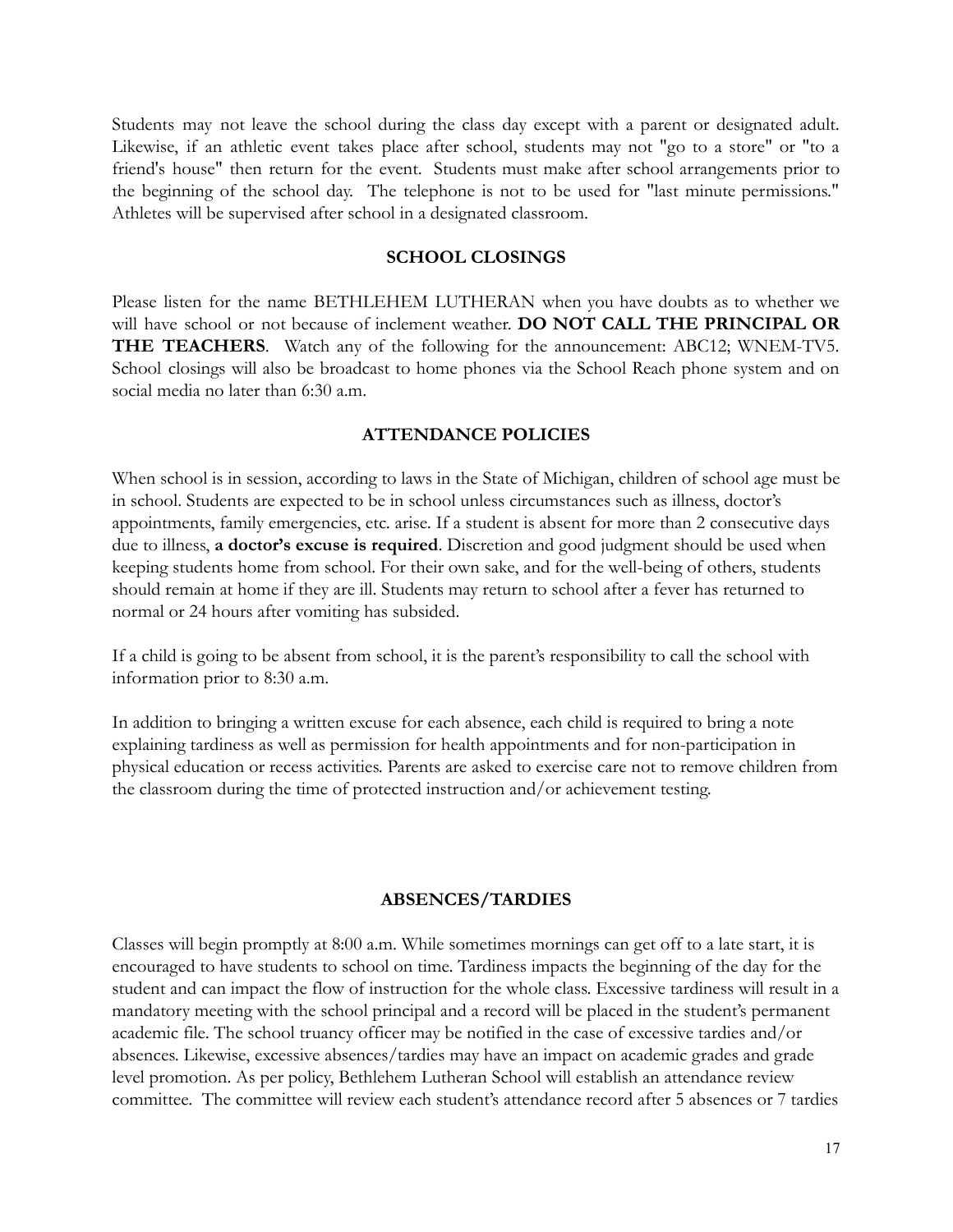Students may not leave the school during the class day except with a parent or designated adult. Likewise, if an athletic event takes place after school, students may not "go to a store" or "to a friend's house" then return for the event. Students must make after school arrangements prior to the beginning of the school day. The telephone is not to be used for "last minute permissions." Athletes will be supervised after school in a designated classroom.

## SCHOOL CLOSINGS

Please listen for the name BETHLEHEM LUTHERAN when you have doubts as to whether we will have school or not because of inclement weather. **DO NOT CALL THE PRINCIPAL OR THE TEACHERS**. Watch any of the following for the announcement: ABC12; WNEM-TV5. School closings will also be broadcast to home phones via the School Reach phone system and on social media no later than 6:30 a.m.

## ATTENDANCE POLICIES

When school is in session, according to laws in the State of Michigan, children of school age must be in school. Students are expected to be in school unless circumstances such as illness, doctor's appointments, family emergencies, etc. arise. If a student is absent for more than 2 consecutive days due to illness, **a doctor's excuse is required**. Discretion and good judgment should be used when keeping students home from school. For their own sake, and for the well-being of others, students should remain at home if they are ill. Students may return to school after a fever has returned to normal or 24 hours after vomiting has subsided.

If a child is going to be absent from school, it is the parent's responsibility to call the school with information prior to 8:30 a.m.

In addition to bringing a written excuse for each absence, each child is required to bring a note explaining tardiness as well as permission for health appointments and for non-participation in physical education or recess activities. Parents are asked to exercise care not to remove children from the classroom during the time of protected instruction and/or achievement testing.

## ABSENCES/TARDIES

Classes will begin promptly at 8:00 a.m. While sometimes mornings can get off to a late start, it is encouraged to have students to school on time. Tardiness impacts the beginning of the day for the student and can impact the flow of instruction for the whole class. Excessive tardiness will result in a mandatory meeting with the school principal and a record will be placed in the student's permanent academic file. The school truancy officer may be notified in the case of excessive tardies and/or absences. Likewise, excessive absences/tardies may have an impact on academic grades and grade level promotion. As per policy, Bethlehem Lutheran School will establish an attendance review committee. The committee will review each student's attendance record after 5 absences or 7 tardies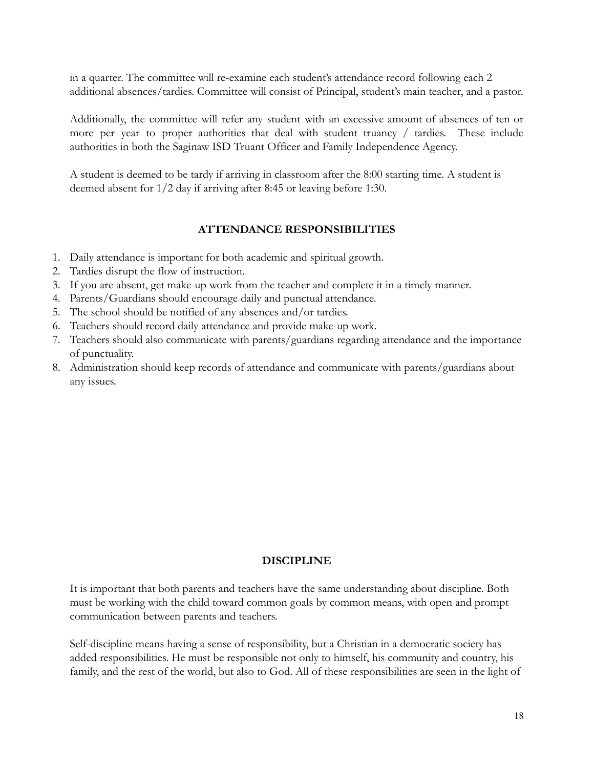in a quarter. The committee will re-examine each student's attendance record following each 2 additional absences/tardies. Committee will consist of Principal, student's main teacher, and a pastor.

Additionally, the committee will refer any student with an excessive amount of absences of ten or more per year to proper authorities that deal with student truancy / tardies. These include authorities in both the Saginaw ISD Truant Officer and Family Independence Agency.

A student is deemed to be tardy if arriving in classroom after the 8:00 starting time. A student is deemed absent for 1/2 day if arriving after 8:45 or leaving before 1:30.

## ATTENDANCE RESPONSIBILITIES

1. Daily attendance is important for both academic and spiritual growth.
2. Tardies disrupt the flow of instruction.
3. If you are absent, get make-up work from the teacher and complete it in a timely manner.
4. Parents/Guardians should encourage daily and punctual attendance.
5. The school should be notified of any absences and/or tardies.
6. Teachers should record daily attendance and provide make-up work.
7. Teachers should also communicate with parents/guardians regarding attendance and the importance of punctuality.
8. Administration should keep records of attendance and communicate with parents/guardians about any issues.

## DISCIPLINE

It is important that both parents and teachers have the same understanding about discipline. Both must be working with the child toward common goals by common means, with open and prompt communication between parents and teachers.

Self-discipline means having a sense of responsibility, but a Christian in a democratic society has added responsibilities. He must be responsible not only to himself, his community and country, his family, and the rest of the world, but also to God. All of these responsibilities are seen in the light of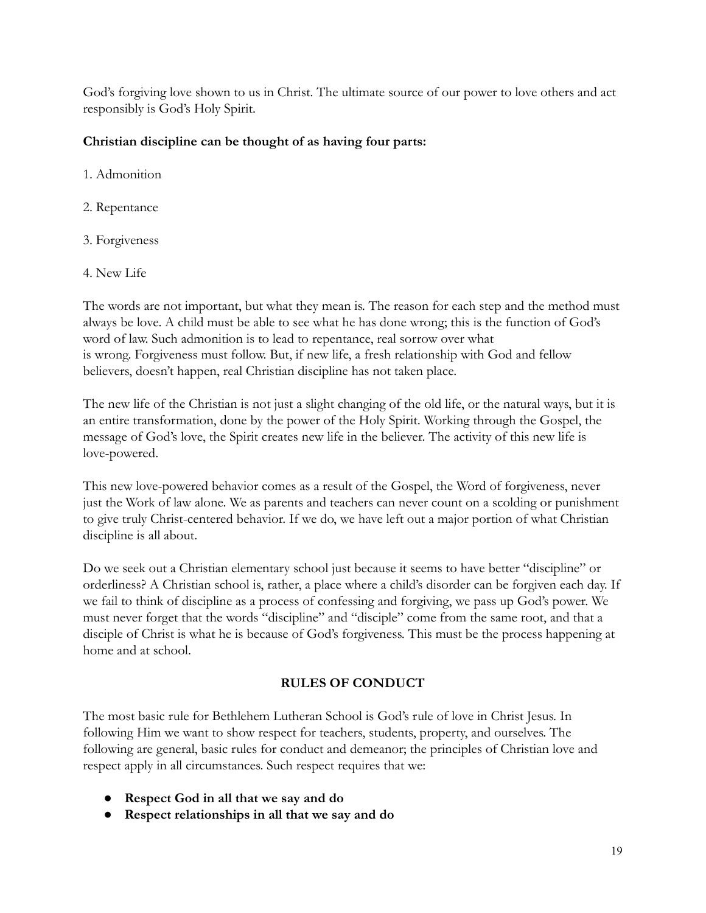God's forgiving love shown to us in Christ. The ultimate source of our power to love others and act responsibly is God's Holy Spirit.

**Christian discipline can be thought of as having four parts:**

1. Admonition

2. Repentance

3. Forgiveness

4. New Life

The words are not important, but what they mean is. The reason for each step and the method must always be love. A child must be able to see what he has done wrong; this is the function of God's word of law. Such admonition is to lead to repentance, real sorrow over what is wrong. Forgiveness must follow. But, if new life, a fresh relationship with God and fellow believers, doesn't happen, real Christian discipline has not taken place.

The new life of the Christian is not just a slight changing of the old life, or the natural ways, but it is an entire transformation, done by the power of the Holy Spirit. Working through the Gospel, the message of God's love, the Spirit creates new life in the believer. The activity of this new life is love-powered.

This new love-powered behavior comes as a result of the Gospel, the Word of forgiveness, never just the Work of law alone. We as parents and teachers can never count on a scolding or punishment to give truly Christ-centered behavior. If we do, we have left out a major portion of what Christian discipline is all about.

Do we seek out a Christian elementary school just because it seems to have better "discipline" or orderliness? A Christian school is, rather, a place where a child's disorder can be forgiven each day. If we fail to think of discipline as a process of confessing and forgiving, we pass up God's power. We must never forget that the words "discipline" and "disciple" come from the same root, and that a disciple of Christ is what he is because of God's forgiveness. This must be the process happening at home and at school.

## RULES OF CONDUCT

The most basic rule for Bethlehem Lutheran School is God's rule of love in Christ Jesus. In following Him we want to show respect for teachers, students, property, and ourselves. The following are general, basic rules for conduct and demeanor; the principles of Christian love and respect apply in all circumstances. Such respect requires that we:

- **Respect God in all that we say and do**
- **Respect relationships in all that we say and do**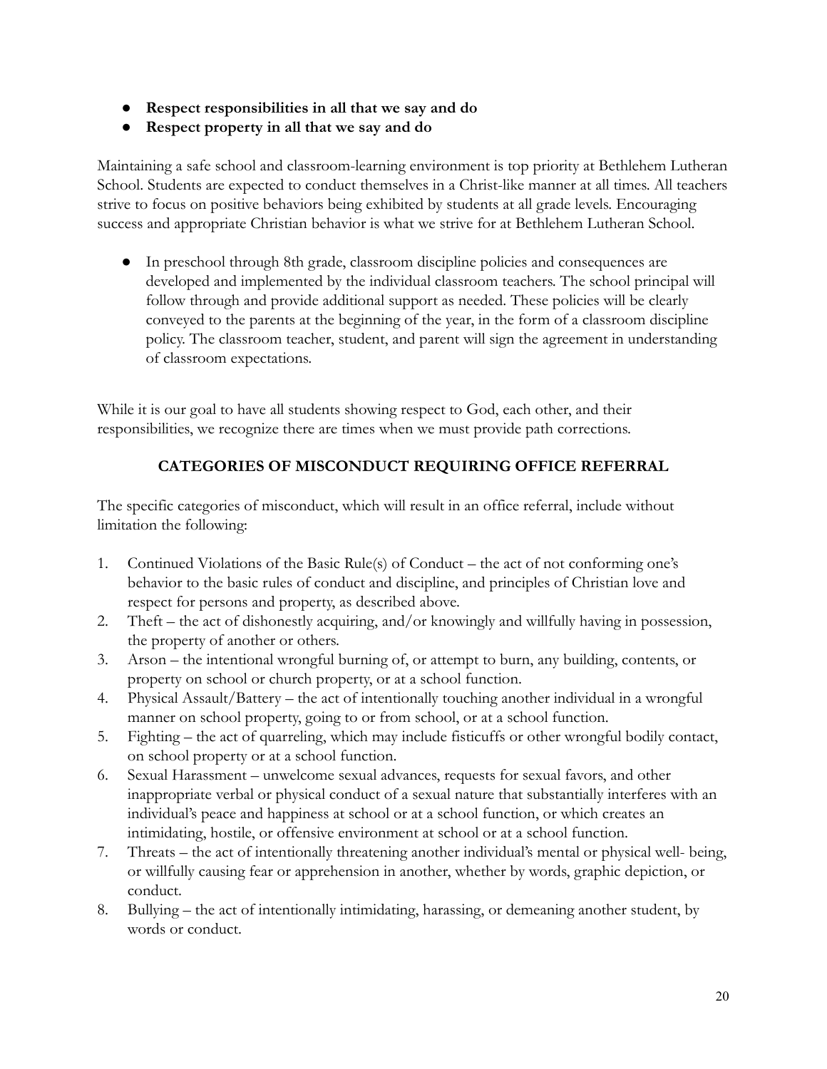- **Respect responsibilities in all that we say and do**
- **Respect property in all that we say and do**

Maintaining a safe school and classroom-learning environment is top priority at Bethlehem Lutheran School. Students are expected to conduct themselves in a Christ-like manner at all times. All teachers strive to focus on positive behaviors being exhibited by students at all grade levels. Encouraging success and appropriate Christian behavior is what we strive for at Bethlehem Lutheran School.

- In preschool through 8th grade, classroom discipline policies and consequences are developed and implemented by the individual classroom teachers. The school principal will follow through and provide additional support as needed. These policies will be clearly conveyed to the parents at the beginning of the year, in the form of a classroom discipline policy. The classroom teacher, student, and parent will sign the agreement in understanding of classroom expectations.

While it is our goal to have all students showing respect to God, each other, and their responsibilities, we recognize there are times when we must provide path corrections.

## CATEGORIES OF MISCONDUCT REQUIRING OFFICE REFERRAL

The specific categories of misconduct, which will result in an office referral, include without limitation the following:

1. Continued Violations of the Basic Rule(s) of Conduct – the act of not conforming one's behavior to the basic rules of conduct and discipline, and principles of Christian love and respect for persons and property, as described above.
2. Theft – the act of dishonestly acquiring, and/or knowingly and willfully having in possession, the property of another or others.
3. Arson – the intentional wrongful burning of, or attempt to burn, any building, contents, or property on school or church property, or at a school function.
4. Physical Assault/Battery – the act of intentionally touching another individual in a wrongful manner on school property, going to or from school, or at a school function.
5. Fighting – the act of quarreling, which may include fisticuffs or other wrongful bodily contact, on school property or at a school function.
6. Sexual Harassment – unwelcome sexual advances, requests for sexual favors, and other inappropriate verbal or physical conduct of a sexual nature that substantially interferes with an individual's peace and happiness at school or at a school function, or which creates an intimidating, hostile, or offensive environment at school or at a school function.
7. Threats – the act of intentionally threatening another individual's mental or physical well- being, or willfully causing fear or apprehension in another, whether by words, graphic depiction, or conduct.
8. Bullying – the act of intentionally intimidating, harassing, or demeaning another student, by words or conduct.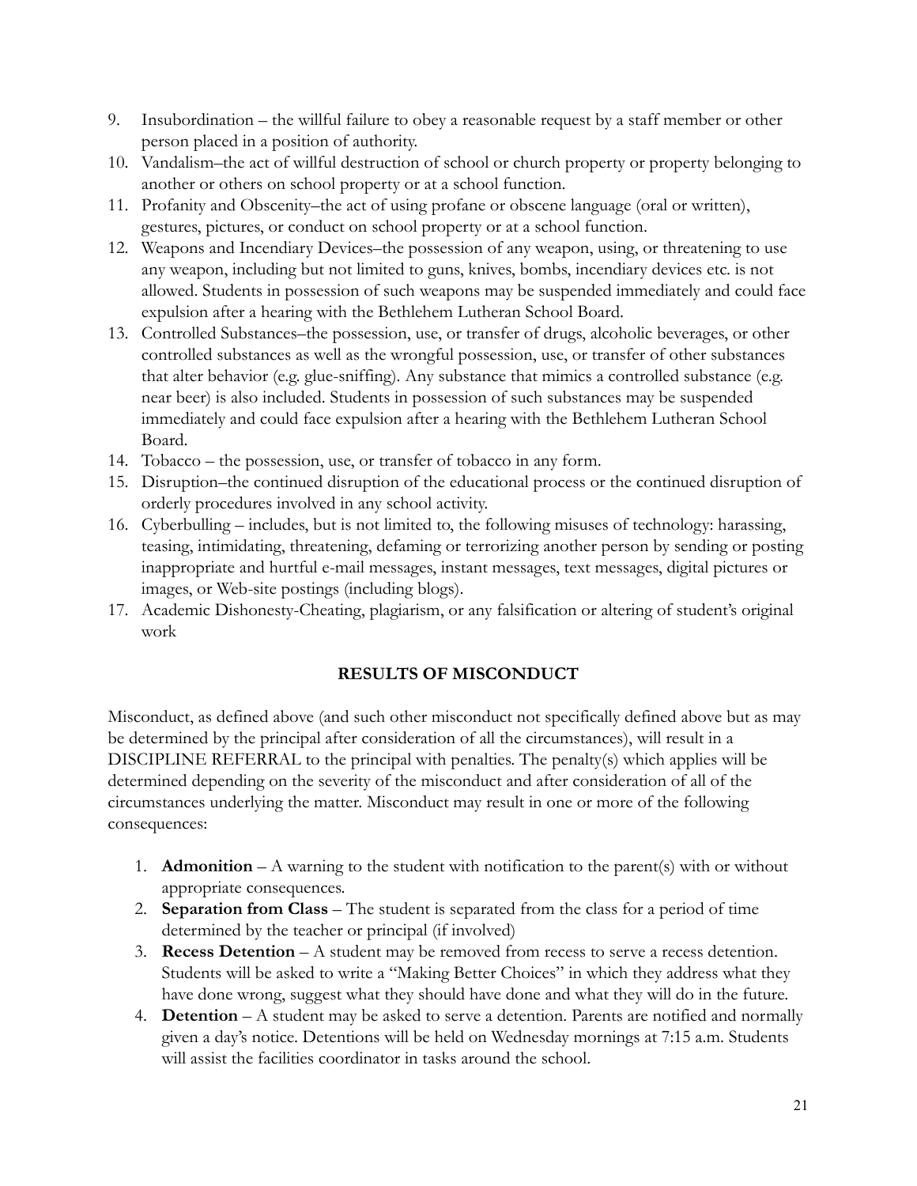9. Insubordination – the willful failure to obey a reasonable request by a staff member or other person placed in a position of authority.
10. Vandalism–the act of willful destruction of school or church property or property belonging to another or others on school property or at a school function.
11. Profanity and Obscenity–the act of using profane or obscene language (oral or written), gestures, pictures, or conduct on school property or at a school function.
12. Weapons and Incendiary Devices–the possession of any weapon, using, or threatening to use any weapon, including but not limited to guns, knives, bombs, incendiary devices etc. is not allowed. Students in possession of such weapons may be suspended immediately and could face expulsion after a hearing with the Bethlehem Lutheran School Board.
13. Controlled Substances–the possession, use, or transfer of drugs, alcoholic beverages, or other controlled substances as well as the wrongful possession, use, or transfer of other substances that alter behavior (e.g. glue-sniffing). Any substance that mimics a controlled substance (e.g. near beer) is also included. Students in possession of such substances may be suspended immediately and could face expulsion after a hearing with the Bethlehem Lutheran School Board.
14. Tobacco – the possession, use, or transfer of tobacco in any form.
15. Disruption–the continued disruption of the educational process or the continued disruption of orderly procedures involved in any school activity.
16. Cyberbulling – includes, but is not limited to, the following misuses of technology: harassing, teasing, intimidating, threatening, defaming or terrorizing another person by sending or posting inappropriate and hurtful e-mail messages, instant messages, text messages, digital pictures or images, or Web-site postings (including blogs).
17. Academic Dishonesty-Cheating, plagiarism, or any falsification or altering of student's original work

## RESULTS OF MISCONDUCT

Misconduct, as defined above (and such other misconduct not specifically defined above but as may be determined by the principal after consideration of all the circumstances), will result in a DISCIPLINE REFERRAL to the principal with penalties. The penalty(s) which applies will be determined depending on the severity of the misconduct and after consideration of all of the circumstances underlying the matter. Misconduct may result in one or more of the following consequences:

1. **Admonition** – A warning to the student with notification to the parent(s) with or without appropriate consequences.
2. **Separation from Class** – The student is separated from the class for a period of time determined by the teacher or principal (if involved)
3. **Recess Detention** – A student may be removed from recess to serve a recess detention. Students will be asked to write a "Making Better Choices" in which they address what they have done wrong, suggest what they should have done and what they will do in the future.
4. **Detention** – A student may be asked to serve a detention. Parents are notified and normally given a day's notice. Detentions will be held on Wednesday mornings at 7:15 a.m. Students will assist the facilities coordinator in tasks around the school.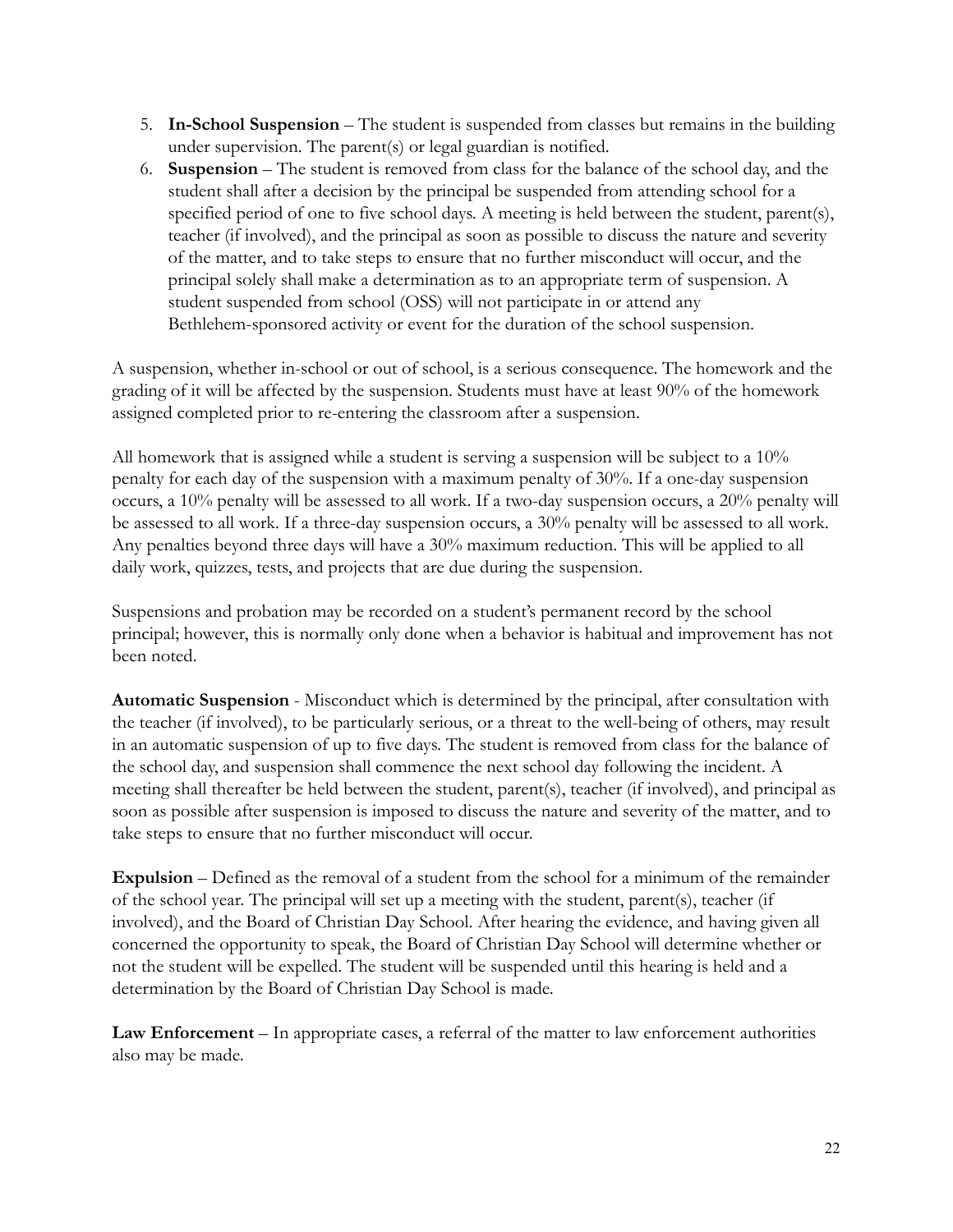5. **In-School Suspension** – The student is suspended from classes but remains in the building under supervision. The parent(s) or legal guardian is notified.
6. **Suspension** – The student is removed from class for the balance of the school day, and the student shall after a decision by the principal be suspended from attending school for a specified period of one to five school days. A meeting is held between the student, parent(s), teacher (if involved), and the principal as soon as possible to discuss the nature and severity of the matter, and to take steps to ensure that no further misconduct will occur, and the principal solely shall make a determination as to an appropriate term of suspension. A student suspended from school (OSS) will not participate in or attend any Bethlehem-sponsored activity or event for the duration of the school suspension.

A suspension, whether in-school or out of school, is a serious consequence. The homework and the grading of it will be affected by the suspension. Students must have at least 90% of the homework assigned completed prior to re-entering the classroom after a suspension.

All homework that is assigned while a student is serving a suspension will be subject to a 10% penalty for each day of the suspension with a maximum penalty of 30%. If a one-day suspension occurs, a 10% penalty will be assessed to all work. If a two-day suspension occurs, a 20% penalty will be assessed to all work. If a three-day suspension occurs, a 30% penalty will be assessed to all work. Any penalties beyond three days will have a 30% maximum reduction. This will be applied to all daily work, quizzes, tests, and projects that are due during the suspension.

Suspensions and probation may be recorded on a student's permanent record by the school principal; however, this is normally only done when a behavior is habitual and improvement has not been noted.

**Automatic Suspension** - Misconduct which is determined by the principal, after consultation with the teacher (if involved), to be particularly serious, or a threat to the well-being of others, may result in an automatic suspension of up to five days. The student is removed from class for the balance of the school day, and suspension shall commence the next school day following the incident. A meeting shall thereafter be held between the student, parent(s), teacher (if involved), and principal as soon as possible after suspension is imposed to discuss the nature and severity of the matter, and to take steps to ensure that no further misconduct will occur.

**Expulsion** – Defined as the removal of a student from the school for a minimum of the remainder of the school year. The principal will set up a meeting with the student, parent(s), teacher (if involved), and the Board of Christian Day School. After hearing the evidence, and having given all concerned the opportunity to speak, the Board of Christian Day School will determine whether or not the student will be expelled. The student will be suspended until this hearing is held and a determination by the Board of Christian Day School is made.

**Law Enforcement** – In appropriate cases, a referral of the matter to law enforcement authorities also may be made.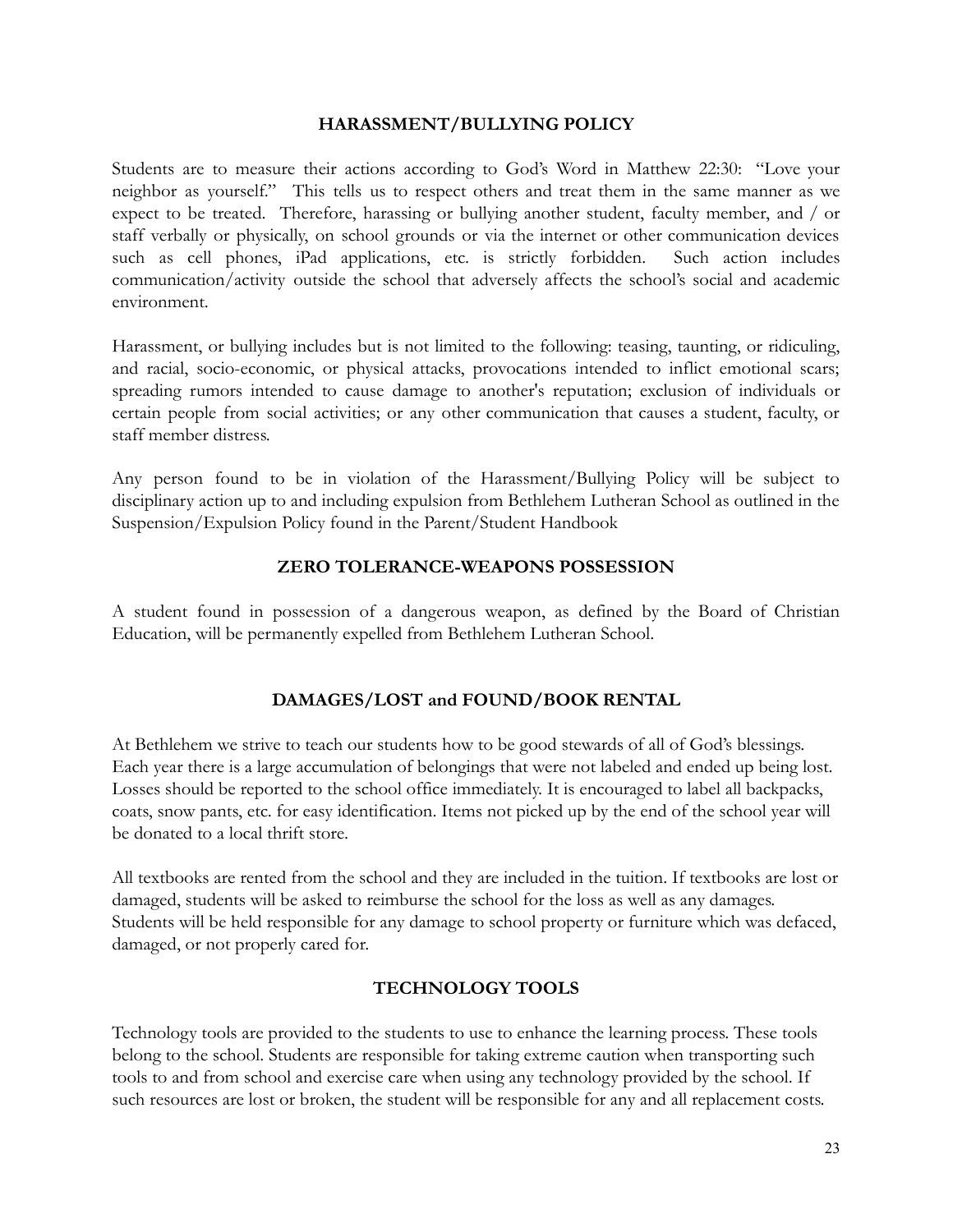## HARASSMENT/BULLYING POLICY

Students are to measure their actions according to God's Word in Matthew 22:30: "Love your neighbor as yourself." This tells us to respect others and treat them in the same manner as we expect to be treated. Therefore, harassing or bullying another student, faculty member, and / or staff verbally or physically, on school grounds or via the internet or other communication devices such as cell phones, iPad applications, etc. is strictly forbidden. Such action includes communication/activity outside the school that adversely affects the school's social and academic environment.

Harassment, or bullying includes but is not limited to the following: teasing, taunting, or ridiculing, and racial, socio-economic, or physical attacks, provocations intended to inflict emotional scars; spreading rumors intended to cause damage to another's reputation; exclusion of individuals or certain people from social activities; or any other communication that causes a student, faculty, or staff member distress.

Any person found to be in violation of the Harassment/Bullying Policy will be subject to disciplinary action up to and including expulsion from Bethlehem Lutheran School as outlined in the Suspension/Expulsion Policy found in the Parent/Student Handbook

## ZERO TOLERANCE-WEAPONS POSSESSION

A student found in possession of a dangerous weapon, as defined by the Board of Christian Education, will be permanently expelled from Bethlehem Lutheran School.

## DAMAGES/LOST and FOUND/BOOK RENTAL

At Bethlehem we strive to teach our students how to be good stewards of all of God's blessings. Each year there is a large accumulation of belongings that were not labeled and ended up being lost. Losses should be reported to the school office immediately. It is encouraged to label all backpacks, coats, snow pants, etc. for easy identification. Items not picked up by the end of the school year will be donated to a local thrift store.

All textbooks are rented from the school and they are included in the tuition. If textbooks are lost or damaged, students will be asked to reimburse the school for the loss as well as any damages. Students will be held responsible for any damage to school property or furniture which was defaced, damaged, or not properly cared for.

## TECHNOLOGY TOOLS

Technology tools are provided to the students to use to enhance the learning process. These tools belong to the school. Students are responsible for taking extreme caution when transporting such tools to and from school and exercise care when using any technology provided by the school. If such resources are lost or broken, the student will be responsible for any and all replacement costs.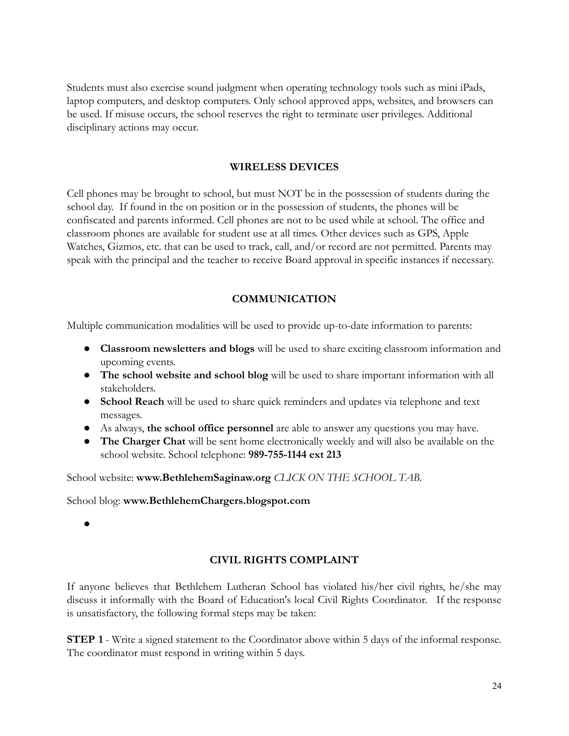Students must also exercise sound judgment when operating technology tools such as mini iPads, laptop computers, and desktop computers. Only school approved apps, websites, and browsers can be used. If misuse occurs, the school reserves the right to terminate user privileges. Additional disciplinary actions may occur.

## WIRELESS DEVICES

Cell phones may be brought to school, but must NOT be in the possession of students during the school day. If found in the on position or in the possession of students, the phones will be confiscated and parents informed. Cell phones are not to be used while at school. The office and classroom phones are available for student use at all times. Other devices such as GPS, Apple Watches, Gizmos, etc. that can be used to track, call, and/or record are not permitted. Parents may speak with the principal and the teacher to receive Board approval in specific instances if necessary.

## COMMUNICATION

Multiple communication modalities will be used to provide up-to-date information to parents:

- **Classroom newsletters and blogs** will be used to share exciting classroom information and upcoming events.
- **The school website and school blog** will be used to share important information with all stakeholders.
- **School Reach** will be used to share quick reminders and updates via telephone and text messages.
- As always, **the school office personnel** are able to answer any questions you may have.
- **The Charger Chat** will be sent home electronically weekly and will also be available on the school website. School telephone: **989-755-1144 ext 213**

School website: **www.BethlehemSaginaw.org** *CLICK ON THE SCHOOL TAB.*

School blog: **www.BethlehemChargers.blogspot.com**

## CIVIL RIGHTS COMPLAINT

If anyone believes that Bethlehem Lutheran School has violated his/her civil rights, he/she may discuss it informally with the Board of Education's local Civil Rights Coordinator. If the response is unsatisfactory, the following formal steps may be taken:

**STEP 1** - Write a signed statement to the Coordinator above within 5 days of the informal response. The coordinator must respond in writing within 5 days.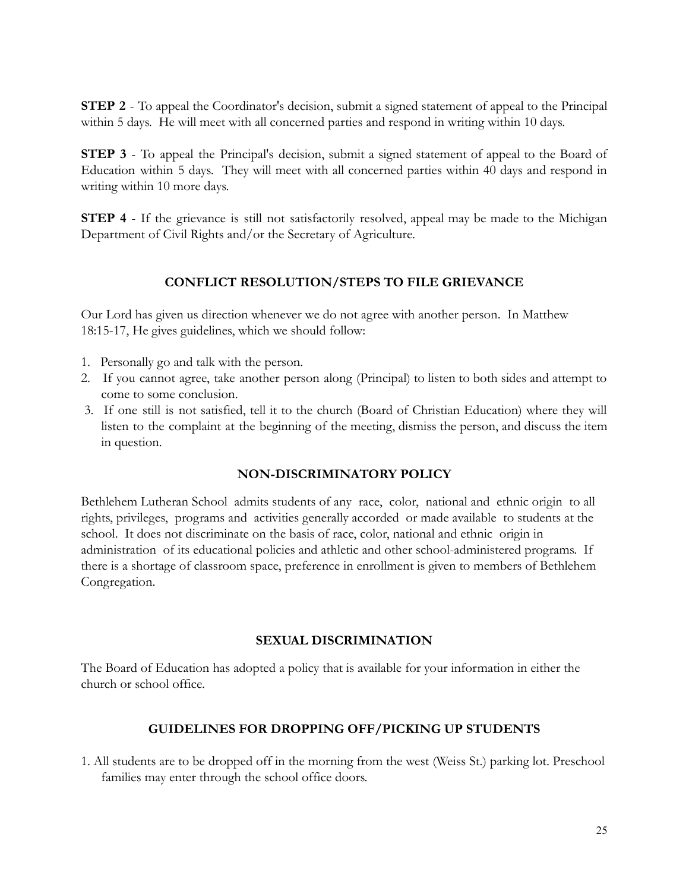**STEP 2** - To appeal the Coordinator's decision, submit a signed statement of appeal to the Principal within 5 days. He will meet with all concerned parties and respond in writing within 10 days.

**STEP 3** - To appeal the Principal's decision, submit a signed statement of appeal to the Board of Education within 5 days. They will meet with all concerned parties within 40 days and respond in writing within 10 more days.

**STEP 4** - If the grievance is still not satisfactorily resolved, appeal may be made to the Michigan Department of Civil Rights and/or the Secretary of Agriculture.

## CONFLICT RESOLUTION/STEPS TO FILE GRIEVANCE

Our Lord has given us direction whenever we do not agree with another person. In Matthew 18:15-17, He gives guidelines, which we should follow:

1. Personally go and talk with the person.
2. If you cannot agree, take another person along (Principal) to listen to both sides and attempt to come to some conclusion.
3. If one still is not satisfied, tell it to the church (Board of Christian Education) where they will listen to the complaint at the beginning of the meeting, dismiss the person, and discuss the item in question.

## NON-DISCRIMINATORY POLICY

Bethlehem Lutheran School admits students of any race, color, national and ethnic origin to all rights, privileges, programs and activities generally accorded or made available to students at the school. It does not discriminate on the basis of race, color, national and ethnic origin in administration of its educational policies and athletic and other school-administered programs. If there is a shortage of classroom space, preference in enrollment is given to members of Bethlehem Congregation.

## SEXUAL DISCRIMINATION

The Board of Education has adopted a policy that is available for your information in either the church or school office.

## GUIDELINES FOR DROPPING OFF/PICKING UP STUDENTS

1. All students are to be dropped off in the morning from the west (Weiss St.) parking lot. Preschool families may enter through the school office doors.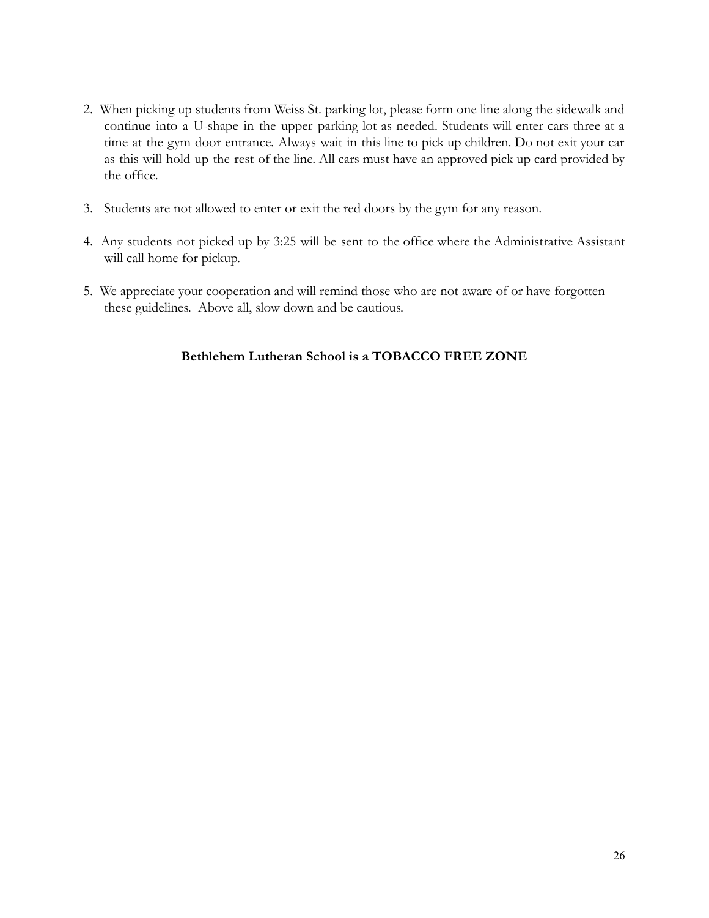2. When picking up students from Weiss St. parking lot, please form one line along the sidewalk and continue into a U-shape in the upper parking lot as needed. Students will enter cars three at a time at the gym door entrance. Always wait in this line to pick up children. Do not exit your car as this will hold up the rest of the line. All cars must have an approved pick up card provided by the office.

3. Students are not allowed to enter or exit the red doors by the gym for any reason.

4. Any students not picked up by 3:25 will be sent to the office where the Administrative Assistant will call home for pickup.

5. We appreciate your cooperation and will remind those who are not aware of or have forgotten these guidelines. Above all, slow down and be cautious.

**Bethlehem Lutheran School is a TOBACCO FREE ZONE**